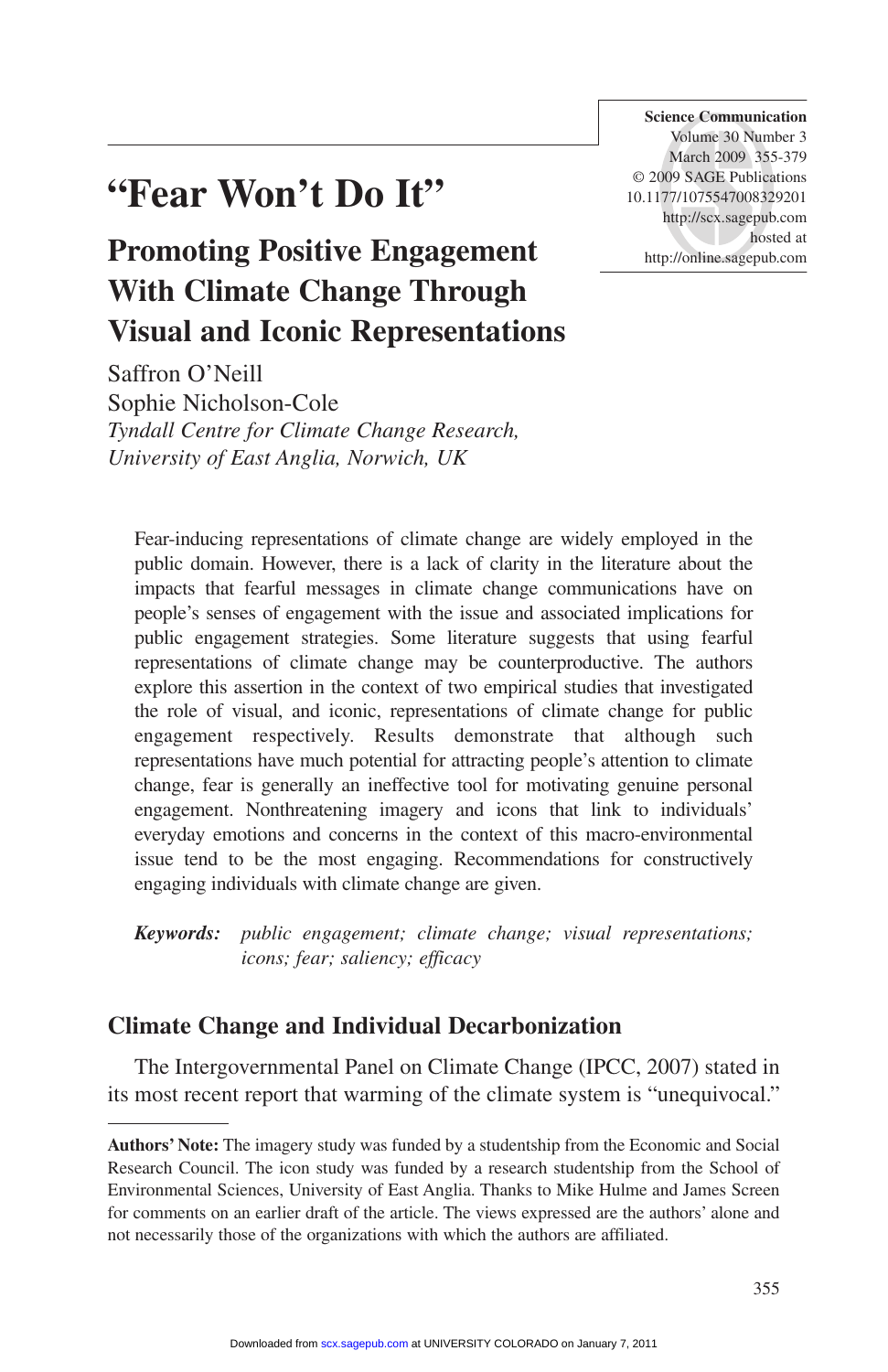# "Fear Won't Do It"

## Promoting Positive Engagement With Climate Change Through Visual and Iconic Representations

Saffron O'Neill
Sophie Nicholson-Cole
*Tyndall Centre for Climate Change Research, University of East Anglia, Norwich, UK*

Fear-inducing representations of climate change are widely employed in the public domain. However, there is a lack of clarity in the literature about the impacts that fearful messages in climate change communications have on people's senses of engagement with the issue and associated implications for public engagement strategies. Some literature suggests that using fearful representations of climate change may be counterproductive. The authors explore this assertion in the context of two empirical studies that investigated the role of visual, and iconic, representations of climate change for public engagement respectively. Results demonstrate that although such representations have much potential for attracting people's attention to climate change, fear is generally an ineffective tool for motivating genuine personal engagement. Nonthreatening imagery and icons that link to individuals' everyday emotions and concerns in the context of this macro-environmental issue tend to be the most engaging. Recommendations for constructively engaging individuals with climate change are given.

**Keywords:** *public engagement; climate change; visual representations; icons; fear; saliency; efficacy*

## Climate Change and Individual Decarbonization

The Intergovernmental Panel on Climate Change (IPCC, 2007) stated in its most recent report that warming of the climate system is "unequivocal."

**Authors' Note:** The imagery study was funded by a studentship from the Economic and Social Research Council. The icon study was funded by a research studentship from the School of Environmental Sciences, University of East Anglia. Thanks to Mike Hulme and James Screen for comments on an earlier draft of the article. The views expressed are the authors' alone and not necessarily those of the organizations with which the authors are affiliated.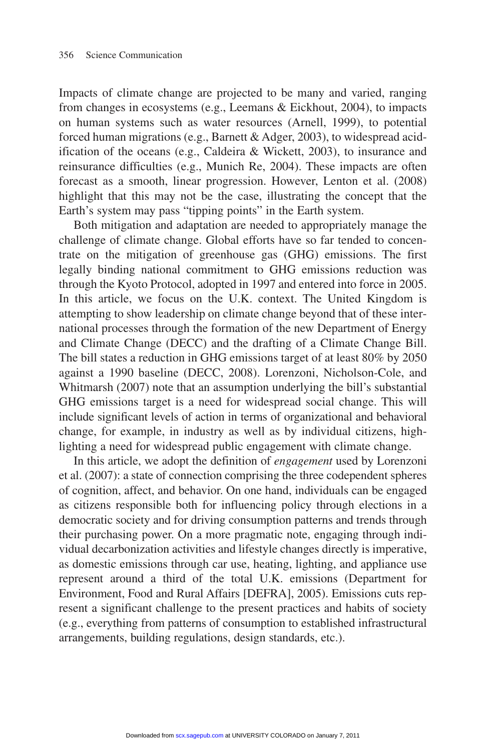Impacts of climate change are projected to be many and varied, ranging from changes in ecosystems (e.g., Leemans & Eickhout, 2004), to impacts on human systems such as water resources (Arnell, 1999), to potential forced human migrations (e.g., Barnett & Adger, 2003), to widespread acidification of the oceans (e.g., Caldeira & Wickett, 2003), to insurance and reinsurance difficulties (e.g., Munich Re, 2004). These impacts are often forecast as a smooth, linear progression. However, Lenton et al. (2008) highlight that this may not be the case, illustrating the concept that the Earth's system may pass "tipping points" in the Earth system.

Both mitigation and adaptation are needed to appropriately manage the challenge of climate change. Global efforts have so far tended to concentrate on the mitigation of greenhouse gas (GHG) emissions. The first legally binding national commitment to GHG emissions reduction was through the Kyoto Protocol, adopted in 1997 and entered into force in 2005. In this article, we focus on the U.K. context. The United Kingdom is attempting to show leadership on climate change beyond that of these international processes through the formation of the new Department of Energy and Climate Change (DECC) and the drafting of a Climate Change Bill. The bill states a reduction in GHG emissions target of at least 80% by 2050 against a 1990 baseline (DECC, 2008). Lorenzoni, Nicholson-Cole, and Whitmarsh (2007) note that an assumption underlying the bill's substantial GHG emissions target is a need for widespread social change. This will include significant levels of action in terms of organizational and behavioral change, for example, in industry as well as by individual citizens, highlighting a need for widespread public engagement with climate change.

In this article, we adopt the definition of *engagement* used by Lorenzoni et al. (2007): a state of connection comprising the three codependent spheres of cognition, affect, and behavior. On one hand, individuals can be engaged as citizens responsible both for influencing policy through elections in a democratic society and for driving consumption patterns and trends through their purchasing power. On a more pragmatic note, engaging through individual decarbonization activities and lifestyle changes directly is imperative, as domestic emissions through car use, heating, lighting, and appliance use represent around a third of the total U.K. emissions (Department for Environment, Food and Rural Affairs [DEFRA], 2005). Emissions cuts represent a significant challenge to the present practices and habits of society (e.g., everything from patterns of consumption to established infrastructural arrangements, building regulations, design standards, etc.).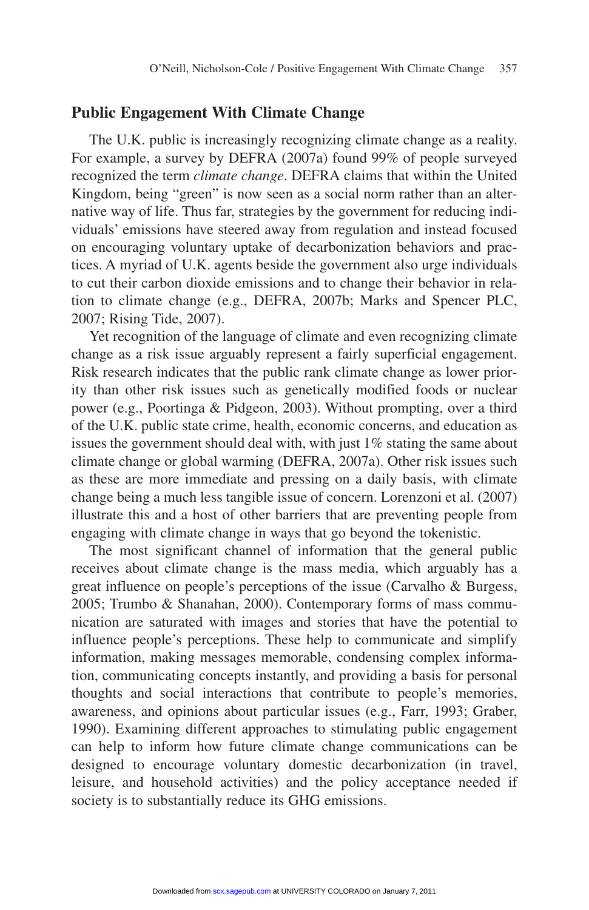## Public Engagement With Climate Change

The U.K. public is increasingly recognizing climate change as a reality. For example, a survey by DEFRA (2007a) found 99% of people surveyed recognized the term *climate change*. DEFRA claims that within the United Kingdom, being "green" is now seen as a social norm rather than an alternative way of life. Thus far, strategies by the government for reducing individuals' emissions have steered away from regulation and instead focused on encouraging voluntary uptake of decarbonization behaviors and practices. A myriad of U.K. agents beside the government also urge individuals to cut their carbon dioxide emissions and to change their behavior in relation to climate change (e.g., DEFRA, 2007b; Marks and Spencer PLC, 2007; Rising Tide, 2007).

Yet recognition of the language of climate and even recognizing climate change as a risk issue arguably represent a fairly superficial engagement. Risk research indicates that the public rank climate change as lower priority than other risk issues such as genetically modified foods or nuclear power (e.g., Poortinga & Pidgeon, 2003). Without prompting, over a third of the U.K. public state crime, health, economic concerns, and education as issues the government should deal with, with just 1% stating the same about climate change or global warming (DEFRA, 2007a). Other risk issues such as these are more immediate and pressing on a daily basis, with climate change being a much less tangible issue of concern. Lorenzoni et al. (2007) illustrate this and a host of other barriers that are preventing people from engaging with climate change in ways that go beyond the tokenistic.

The most significant channel of information that the general public receives about climate change is the mass media, which arguably has a great influence on people's perceptions of the issue (Carvalho & Burgess, 2005; Trumbo & Shanahan, 2000). Contemporary forms of mass communication are saturated with images and stories that have the potential to influence people's perceptions. These help to communicate and simplify information, making messages memorable, condensing complex information, communicating concepts instantly, and providing a basis for personal thoughts and social interactions that contribute to people's memories, awareness, and opinions about particular issues (e.g., Farr, 1993; Graber, 1990). Examining different approaches to stimulating public engagement can help to inform how future climate change communications can be designed to encourage voluntary domestic decarbonization (in travel, leisure, and household activities) and the policy acceptance needed if society is to substantially reduce its GHG emissions.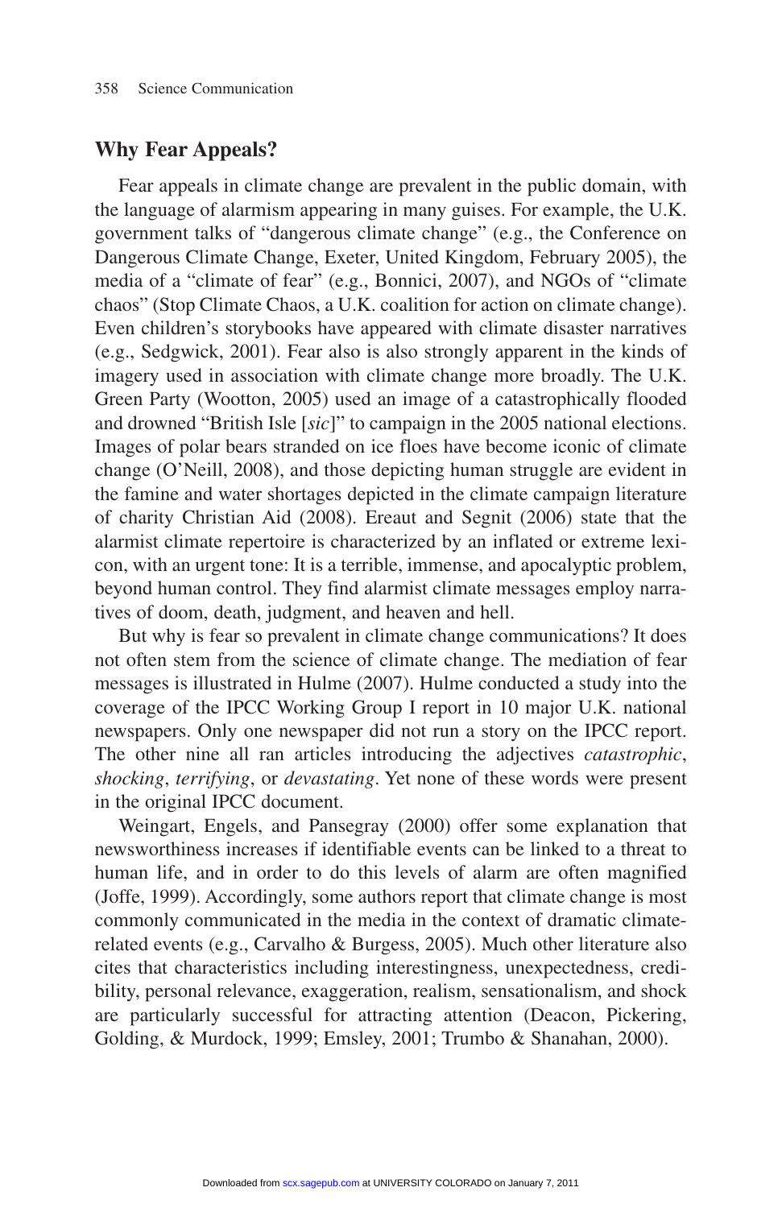## Why Fear Appeals?

Fear appeals in climate change are prevalent in the public domain, with the language of alarmism appearing in many guises. For example, the U.K. government talks of "dangerous climate change" (e.g., the Conference on Dangerous Climate Change, Exeter, United Kingdom, February 2005), the media of a "climate of fear" (e.g., Bonnici, 2007), and NGOs of "climate chaos" (Stop Climate Chaos, a U.K. coalition for action on climate change). Even children's storybooks have appeared with climate disaster narratives (e.g., Sedgwick, 2001). Fear also is also strongly apparent in the kinds of imagery used in association with climate change more broadly. The U.K. Green Party (Wootton, 2005) used an image of a catastrophically flooded and drowned "British Isle [*sic*]" to campaign in the 2005 national elections. Images of polar bears stranded on ice floes have become iconic of climate change (O'Neill, 2008), and those depicting human struggle are evident in the famine and water shortages depicted in the climate campaign literature of charity Christian Aid (2008). Ereaut and Segnit (2006) state that the alarmist climate repertoire is characterized by an inflated or extreme lexicon, with an urgent tone: It is a terrible, immense, and apocalyptic problem, beyond human control. They find alarmist climate messages employ narratives of doom, death, judgment, and heaven and hell.

But why is fear so prevalent in climate change communications? It does not often stem from the science of climate change. The mediation of fear messages is illustrated in Hulme (2007). Hulme conducted a study into the coverage of the IPCC Working Group I report in 10 major U.K. national newspapers. Only one newspaper did not run a story on the IPCC report. The other nine all ran articles introducing the adjectives *catastrophic*, *shocking*, *terrifying*, or *devastating*. Yet none of these words were present in the original IPCC document.

Weingart, Engels, and Pansegray (2000) offer some explanation that newsworthiness increases if identifiable events can be linked to a threat to human life, and in order to do this levels of alarm are often magnified (Joffe, 1999). Accordingly, some authors report that climate change is most commonly communicated in the media in the context of dramatic climate-related events (e.g., Carvalho & Burgess, 2005). Much other literature also cites that characteristics including interestingness, unexpectedness, credibility, personal relevance, exaggeration, realism, sensationalism, and shock are particularly successful for attracting attention (Deacon, Pickering, Golding, & Murdock, 1999; Emsley, 2001; Trumbo & Shanahan, 2000).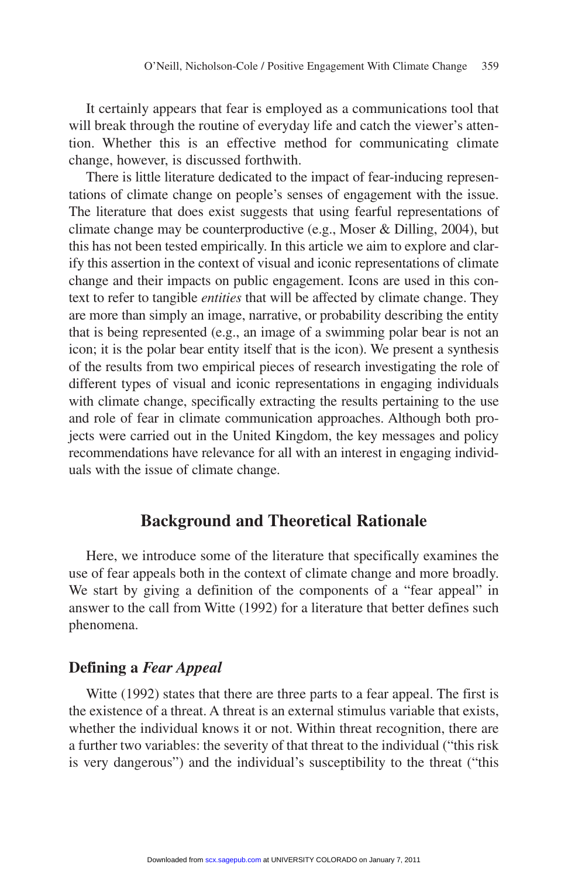It certainly appears that fear is employed as a communications tool that will break through the routine of everyday life and catch the viewer's attention. Whether this is an effective method for communicating climate change, however, is discussed forthwith.

There is little literature dedicated to the impact of fear-inducing representations of climate change on people's senses of engagement with the issue. The literature that does exist suggests that using fearful representations of climate change may be counterproductive (e.g., Moser & Dilling, 2004), but this has not been tested empirically. In this article we aim to explore and clarify this assertion in the context of visual and iconic representations of climate change and their impacts on public engagement. Icons are used in this context to refer to tangible *entities* that will be affected by climate change. They are more than simply an image, narrative, or probability describing the entity that is being represented (e.g., an image of a swimming polar bear is not an icon; it is the polar bear entity itself that is the icon). We present a synthesis of the results from two empirical pieces of research investigating the role of different types of visual and iconic representations in engaging individuals with climate change, specifically extracting the results pertaining to the use and role of fear in climate communication approaches. Although both projects were carried out in the United Kingdom, the key messages and policy recommendations have relevance for all with an interest in engaging individuals with the issue of climate change.

## Background and Theoretical Rationale

Here, we introduce some of the literature that specifically examines the use of fear appeals both in the context of climate change and more broadly. We start by giving a definition of the components of a "fear appeal" in answer to the call from Witte (1992) for a literature that better defines such phenomena.

### Defining a *Fear Appeal*

Witte (1992) states that there are three parts to a fear appeal. The first is the existence of a threat. A threat is an external stimulus variable that exists, whether the individual knows it or not. Within threat recognition, there are a further two variables: the severity of that threat to the individual ("this risk is very dangerous") and the individual's susceptibility to the threat ("this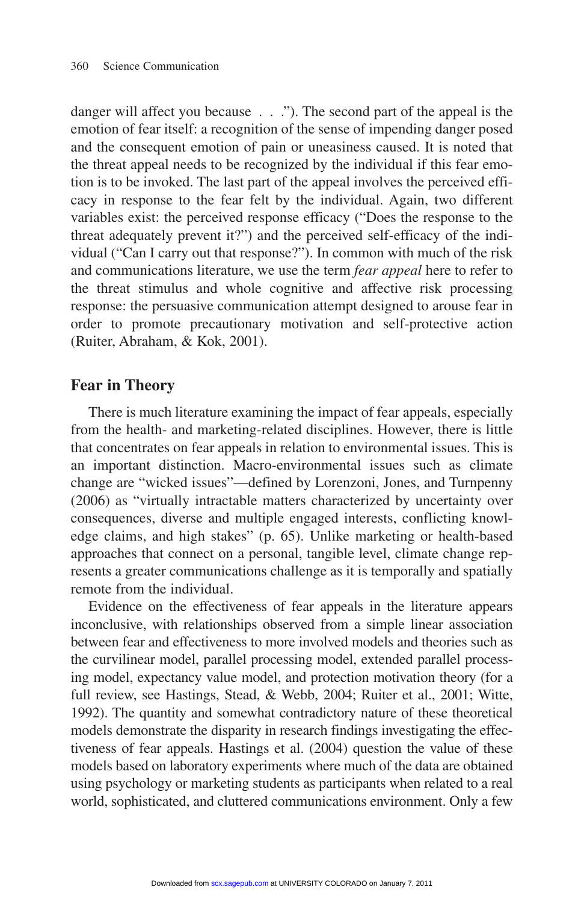danger will affect you because . . ."). The second part of the appeal is the emotion of fear itself: a recognition of the sense of impending danger posed and the consequent emotion of pain or uneasiness caused. It is noted that the threat appeal needs to be recognized by the individual if this fear emotion is to be invoked. The last part of the appeal involves the perceived efficacy in response to the fear felt by the individual. Again, two different variables exist: the perceived response efficacy ("Does the response to the threat adequately prevent it?") and the perceived self-efficacy of the individual ("Can I carry out that response?"). In common with much of the risk and communications literature, we use the term *fear appeal* here to refer to the threat stimulus and whole cognitive and affective risk processing response: the persuasive communication attempt designed to arouse fear in order to promote precautionary motivation and self-protective action (Ruiter, Abraham, & Kok, 2001).

## Fear in Theory

There is much literature examining the impact of fear appeals, especially from the health- and marketing-related disciplines. However, there is little that concentrates on fear appeals in relation to environmental issues. This is an important distinction. Macro-environmental issues such as climate change are "wicked issues"—defined by Lorenzoni, Jones, and Turnpenny (2006) as "virtually intractable matters characterized by uncertainty over consequences, diverse and multiple engaged interests, conflicting knowledge claims, and high stakes" (p. 65). Unlike marketing or health-based approaches that connect on a personal, tangible level, climate change represents a greater communications challenge as it is temporally and spatially remote from the individual.

Evidence on the effectiveness of fear appeals in the literature appears inconclusive, with relationships observed from a simple linear association between fear and effectiveness to more involved models and theories such as the curvilinear model, parallel processing model, extended parallel processing model, expectancy value model, and protection motivation theory (for a full review, see Hastings, Stead, & Webb, 2004; Ruiter et al., 2001; Witte, 1992). The quantity and somewhat contradictory nature of these theoretical models demonstrate the disparity in research findings investigating the effectiveness of fear appeals. Hastings et al. (2004) question the value of these models based on laboratory experiments where much of the data are obtained using psychology or marketing students as participants when related to a real world, sophisticated, and cluttered communications environment. Only a few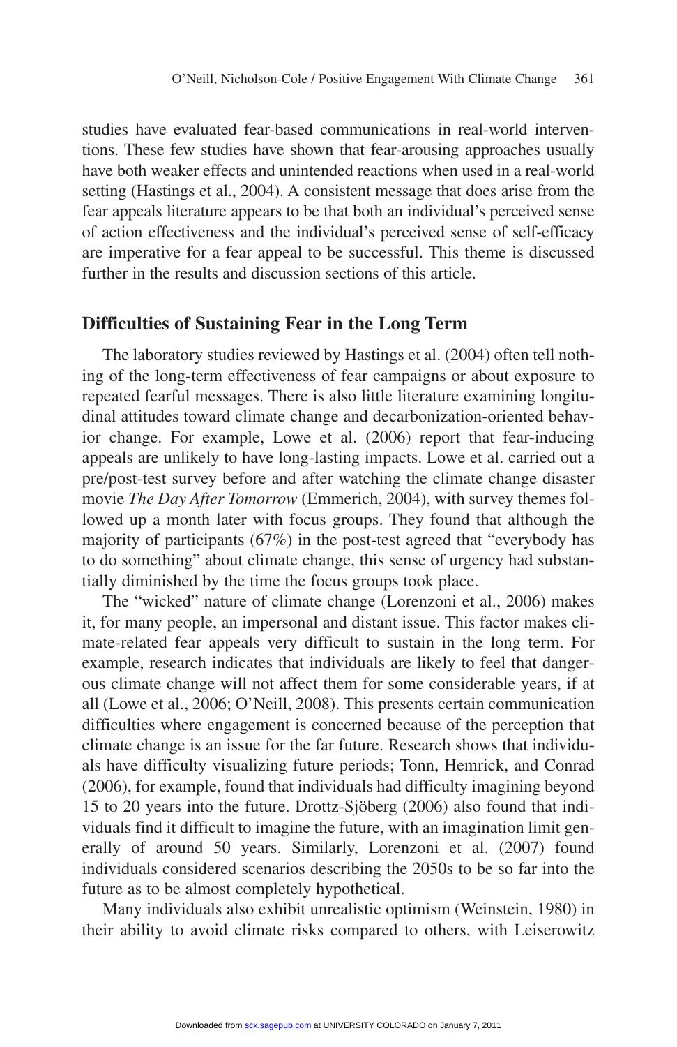studies have evaluated fear-based communications in real-world interventions. These few studies have shown that fear-arousing approaches usually have both weaker effects and unintended reactions when used in a real-world setting (Hastings et al., 2004). A consistent message that does arise from the fear appeals literature appears to be that both an individual's perceived sense of action effectiveness and the individual's perceived sense of self-efficacy are imperative for a fear appeal to be successful. This theme is discussed further in the results and discussion sections of this article.

## Difficulties of Sustaining Fear in the Long Term

The laboratory studies reviewed by Hastings et al. (2004) often tell nothing of the long-term effectiveness of fear campaigns or about exposure to repeated fearful messages. There is also little literature examining longitudinal attitudes toward climate change and decarbonization-oriented behavior change. For example, Lowe et al. (2006) report that fear-inducing appeals are unlikely to have long-lasting impacts. Lowe et al. carried out a pre/post-test survey before and after watching the climate change disaster movie *The Day After Tomorrow* (Emmerich, 2004), with survey themes followed up a month later with focus groups. They found that although the majority of participants (67%) in the post-test agreed that "everybody has to do something" about climate change, this sense of urgency had substantially diminished by the time the focus groups took place.

The "wicked" nature of climate change (Lorenzoni et al., 2006) makes it, for many people, an impersonal and distant issue. This factor makes climate-related fear appeals very difficult to sustain in the long term. For example, research indicates that individuals are likely to feel that dangerous climate change will not affect them for some considerable years, if at all (Lowe et al., 2006; O'Neill, 2008). This presents certain communication difficulties where engagement is concerned because of the perception that climate change is an issue for the far future. Research shows that individuals have difficulty visualizing future periods; Tonn, Hemrick, and Conrad (2006), for example, found that individuals had difficulty imagining beyond 15 to 20 years into the future. Drottz-Sjöberg (2006) also found that individuals find it difficult to imagine the future, with an imagination limit generally of around 50 years. Similarly, Lorenzoni et al. (2007) found individuals considered scenarios describing the 2050s to be so far into the future as to be almost completely hypothetical.

Many individuals also exhibit unrealistic optimism (Weinstein, 1980) in their ability to avoid climate risks compared to others, with Leiserowitz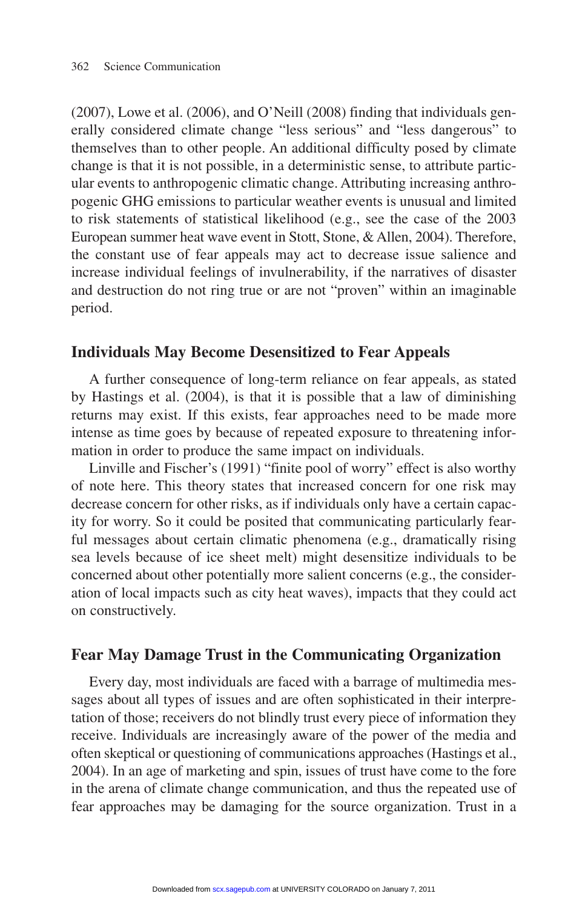(2007), Lowe et al. (2006), and O'Neill (2008) finding that individuals generally considered climate change "less serious" and "less dangerous" to themselves than to other people. An additional difficulty posed by climate change is that it is not possible, in a deterministic sense, to attribute particular events to anthropogenic climatic change. Attributing increasing anthropogenic GHG emissions to particular weather events is unusual and limited to risk statements of statistical likelihood (e.g., see the case of the 2003 European summer heat wave event in Stott, Stone, & Allen, 2004). Therefore, the constant use of fear appeals may act to decrease issue salience and increase individual feelings of invulnerability, if the narratives of disaster and destruction do not ring true or are not "proven" within an imaginable period.

## Individuals May Become Desensitized to Fear Appeals

A further consequence of long-term reliance on fear appeals, as stated by Hastings et al. (2004), is that it is possible that a law of diminishing returns may exist. If this exists, fear approaches need to be made more intense as time goes by because of repeated exposure to threatening information in order to produce the same impact on individuals.

Linville and Fischer's (1991) "finite pool of worry" effect is also worthy of note here. This theory states that increased concern for one risk may decrease concern for other risks, as if individuals only have a certain capacity for worry. So it could be posited that communicating particularly fearful messages about certain climatic phenomena (e.g., dramatically rising sea levels because of ice sheet melt) might desensitize individuals to be concerned about other potentially more salient concerns (e.g., the consideration of local impacts such as city heat waves), impacts that they could act on constructively.

## Fear May Damage Trust in the Communicating Organization

Every day, most individuals are faced with a barrage of multimedia messages about all types of issues and are often sophisticated in their interpretation of those; receivers do not blindly trust every piece of information they receive. Individuals are increasingly aware of the power of the media and often skeptical or questioning of communications approaches (Hastings et al., 2004). In an age of marketing and spin, issues of trust have come to the fore in the arena of climate change communication, and thus the repeated use of fear approaches may be damaging for the source organization. Trust in a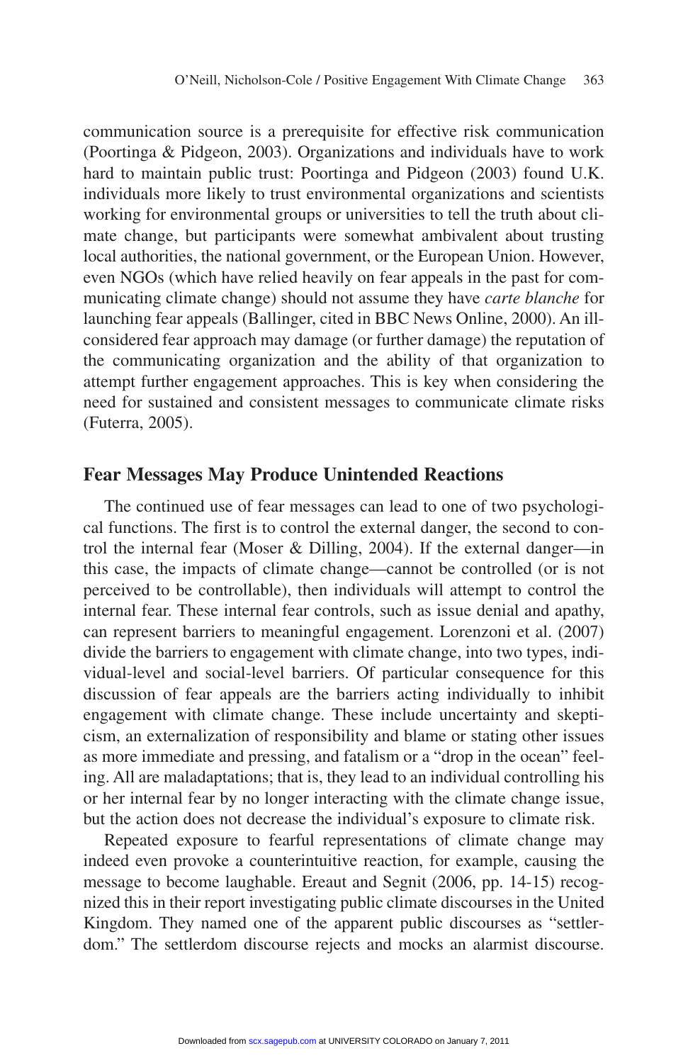communication source is a prerequisite for effective risk communication (Poortinga & Pidgeon, 2003). Organizations and individuals have to work hard to maintain public trust: Poortinga and Pidgeon (2003) found U.K. individuals more likely to trust environmental organizations and scientists working for environmental groups or universities to tell the truth about climate change, but participants were somewhat ambivalent about trusting local authorities, the national government, or the European Union. However, even NGOs (which have relied heavily on fear appeals in the past for communicating climate change) should not assume they have *carte blanche* for launching fear appeals (Ballinger, cited in BBC News Online, 2000). An ill-considered fear approach may damage (or further damage) the reputation of the communicating organization and the ability of that organization to attempt further engagement approaches. This is key when considering the need for sustained and consistent messages to communicate climate risks (Futerra, 2005).

## Fear Messages May Produce Unintended Reactions

The continued use of fear messages can lead to one of two psychological functions. The first is to control the external danger, the second to control the internal fear (Moser & Dilling, 2004). If the external danger—in this case, the impacts of climate change—cannot be controlled (or is not perceived to be controllable), then individuals will attempt to control the internal fear. These internal fear controls, such as issue denial and apathy, can represent barriers to meaningful engagement. Lorenzoni et al. (2007) divide the barriers to engagement with climate change, into two types, individual-level and social-level barriers. Of particular consequence for this discussion of fear appeals are the barriers acting individually to inhibit engagement with climate change. These include uncertainty and skepticism, an externalization of responsibility and blame or stating other issues as more immediate and pressing, and fatalism or a "drop in the ocean" feeling. All are maladaptations; that is, they lead to an individual controlling his or her internal fear by no longer interacting with the climate change issue, but the action does not decrease the individual's exposure to climate risk.

Repeated exposure to fearful representations of climate change may indeed even provoke a counterintuitive reaction, for example, causing the message to become laughable. Ereaut and Segnit (2006, pp. 14-15) recognized this in their report investigating public climate discourses in the United Kingdom. They named one of the apparent public discourses as "settlerdom." The settlerdom discourse rejects and mocks an alarmist discourse.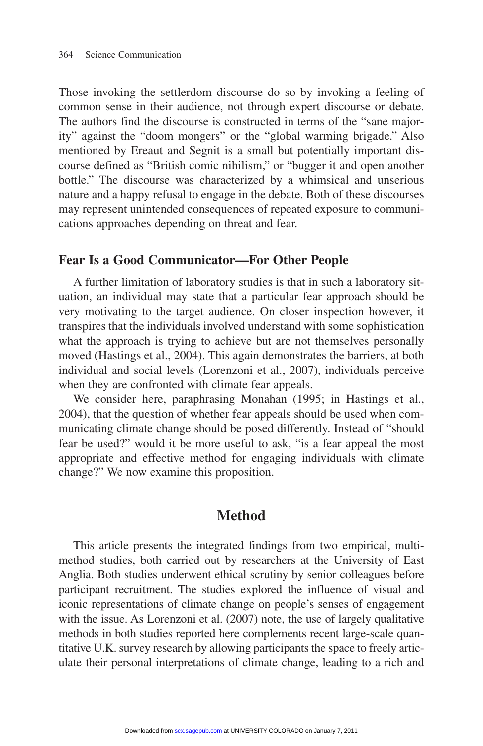Those invoking the settlerdom discourse do so by invoking a feeling of common sense in their audience, not through expert discourse or debate. The authors find the discourse is constructed in terms of the "sane majority" against the "doom mongers" or the "global warming brigade." Also mentioned by Ereaut and Segnit is a small but potentially important discourse defined as "British comic nihilism," or "bugger it and open another bottle." The discourse was characterized by a whimsical and unserious nature and a happy refusal to engage in the debate. Both of these discourses may represent unintended consequences of repeated exposure to communications approaches depending on threat and fear.

### Fear Is a Good Communicator—For Other People

A further limitation of laboratory studies is that in such a laboratory situation, an individual may state that a particular fear approach should be very motivating to the target audience. On closer inspection however, it transpires that the individuals involved understand with some sophistication what the approach is trying to achieve but are not themselves personally moved (Hastings et al., 2004). This again demonstrates the barriers, at both individual and social levels (Lorenzoni et al., 2007), individuals perceive when they are confronted with climate fear appeals.

We consider here, paraphrasing Monahan (1995; in Hastings et al., 2004), that the question of whether fear appeals should be used when communicating climate change should be posed differently. Instead of "should fear be used?" would it be more useful to ask, "is a fear appeal the most appropriate and effective method for engaging individuals with climate change?" We now examine this proposition.

## Method

This article presents the integrated findings from two empirical, multimethod studies, both carried out by researchers at the University of East Anglia. Both studies underwent ethical scrutiny by senior colleagues before participant recruitment. The studies explored the influence of visual and iconic representations of climate change on people's senses of engagement with the issue. As Lorenzoni et al. (2007) note, the use of largely qualitative methods in both studies reported here complements recent large-scale quantitative U.K. survey research by allowing participants the space to freely articulate their personal interpretations of climate change, leading to a rich and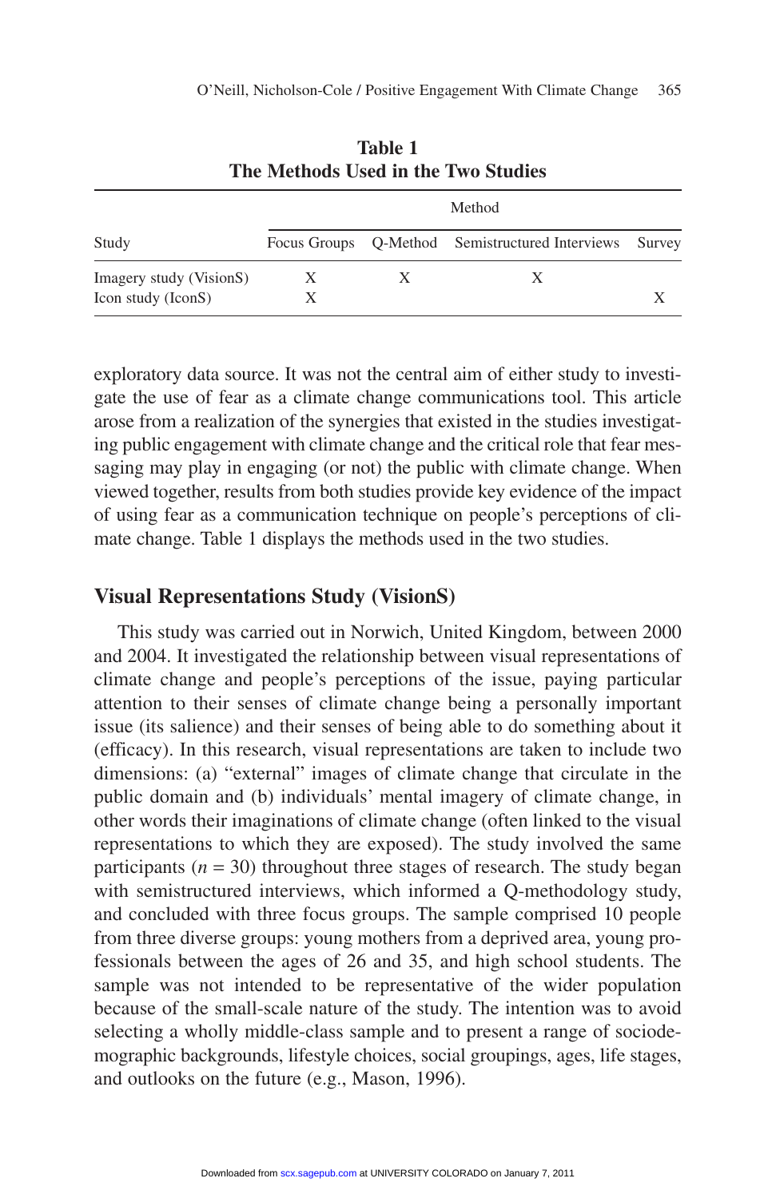**Table 1**
**The Methods Used in the Two Studies**

| Study | Method | | | |
|---|---|---|---|---|
| | Focus Groups | Q-Method | Semistructured Interviews | Survey |
| Imagery study (VisionS) | X | X | X | |
| Icon study (IconS) | X | | | X |

exploratory data source. It was not the central aim of either study to investigate the use of fear as a climate change communications tool. This article arose from a realization of the synergies that existed in the studies investigating public engagement with climate change and the critical role that fear messaging may play in engaging (or not) the public with climate change. When viewed together, results from both studies provide key evidence of the impact of using fear as a communication technique on people's perceptions of climate change. Table 1 displays the methods used in the two studies.

## Visual Representations Study (VisionS)

This study was carried out in Norwich, United Kingdom, between 2000 and 2004. It investigated the relationship between visual representations of climate change and people's perceptions of the issue, paying particular attention to their senses of climate change being a personally important issue (its salience) and their senses of being able to do something about it (efficacy). In this research, visual representations are taken to include two dimensions: (a) "external" images of climate change that circulate in the public domain and (b) individuals' mental imagery of climate change, in other words their imaginations of climate change (often linked to the visual representations to which they are exposed). The study involved the same participants ($n$ = 30) throughout three stages of research. The study began with semistructured interviews, which informed a Q-methodology study, and concluded with three focus groups. The sample comprised 10 people from three diverse groups: young mothers from a deprived area, young professionals between the ages of 26 and 35, and high school students. The sample was not intended to be representative of the wider population because of the small-scale nature of the study. The intention was to avoid selecting a wholly middle-class sample and to present a range of sociodemographic backgrounds, lifestyle choices, social groupings, ages, life stages, and outlooks on the future (e.g., Mason, 1996).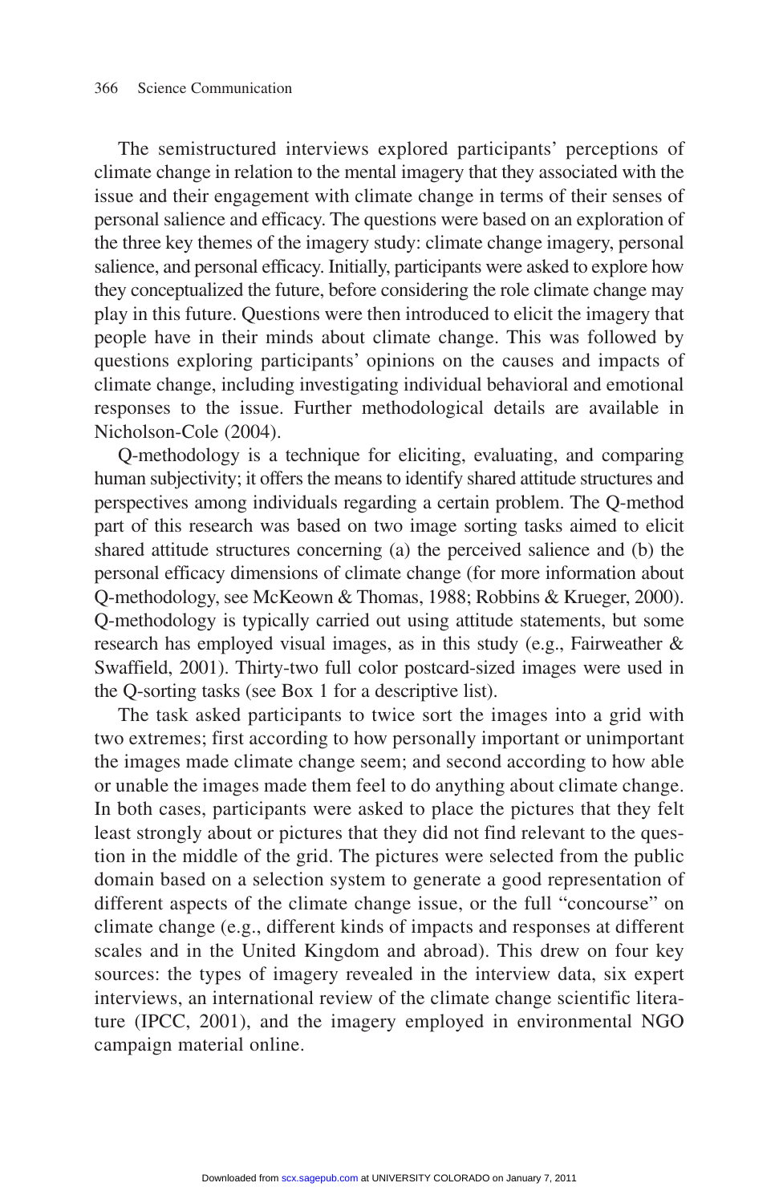The semistructured interviews explored participants' perceptions of climate change in relation to the mental imagery that they associated with the issue and their engagement with climate change in terms of their senses of personal salience and efficacy. The questions were based on an exploration of the three key themes of the imagery study: climate change imagery, personal salience, and personal efficacy. Initially, participants were asked to explore how they conceptualized the future, before considering the role climate change may play in this future. Questions were then introduced to elicit the imagery that people have in their minds about climate change. This was followed by questions exploring participants' opinions on the causes and impacts of climate change, including investigating individual behavioral and emotional responses to the issue. Further methodological details are available in Nicholson-Cole (2004).

Q-methodology is a technique for eliciting, evaluating, and comparing human subjectivity; it offers the means to identify shared attitude structures and perspectives among individuals regarding a certain problem. The Q-method part of this research was based on two image sorting tasks aimed to elicit shared attitude structures concerning (a) the perceived salience and (b) the personal efficacy dimensions of climate change (for more information about Q-methodology, see McKeown & Thomas, 1988; Robbins & Krueger, 2000). Q-methodology is typically carried out using attitude statements, but some research has employed visual images, as in this study (e.g., Fairweather & Swaffield, 2001). Thirty-two full color postcard-sized images were used in the Q-sorting tasks (see Box 1 for a descriptive list).

The task asked participants to twice sort the images into a grid with two extremes; first according to how personally important or unimportant the images made climate change seem; and second according to how able or unable the images made them feel to do anything about climate change. In both cases, participants were asked to place the pictures that they felt least strongly about or pictures that they did not find relevant to the question in the middle of the grid. The pictures were selected from the public domain based on a selection system to generate a good representation of different aspects of the climate change issue, or the full "concourse" on climate change (e.g., different kinds of impacts and responses at different scales and in the United Kingdom and abroad). This drew on four key sources: the types of imagery revealed in the interview data, six expert interviews, an international review of the climate change scientific literature (IPCC, 2001), and the imagery employed in environmental NGO campaign material online.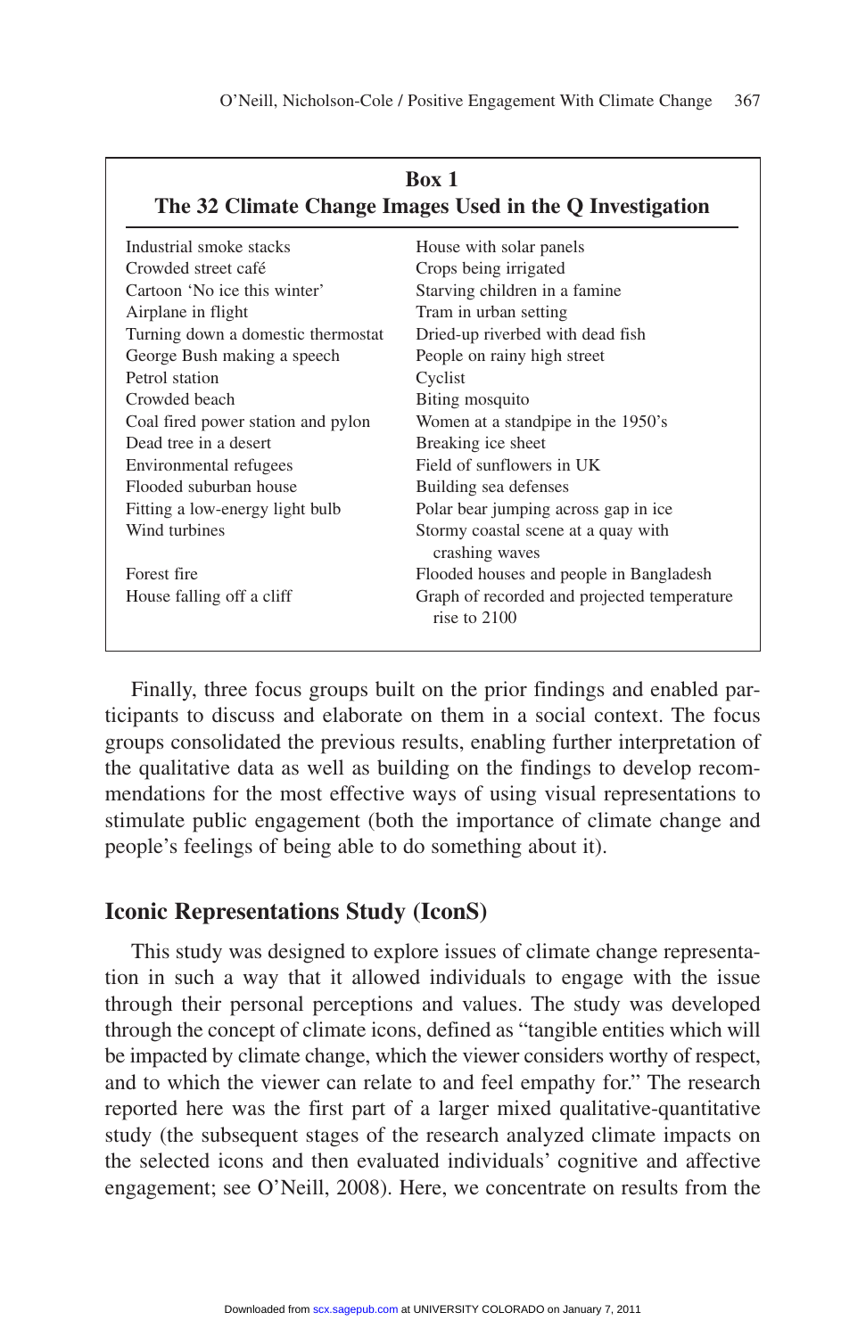**Box 1**
**The 32 Climate Change Images Used in the Q Investigation**

| | |
|---|---|
| Industrial smoke stacks | House with solar panels |
| Crowded street café | Crops being irrigated |
| Cartoon 'No ice this winter' | Starving children in a famine |
| Airplane in flight | Tram in urban setting |
| Turning down a domestic thermostat | Dried-up riverbed with dead fish |
| George Bush making a speech | People on rainy high street |
| Petrol station | Cyclist |
| Crowded beach | Biting mosquito |
| Coal fired power station and pylon | Women at a standpipe in the 1950's |
| Dead tree in a desert | Breaking ice sheet |
| Environmental refugees | Field of sunflowers in UK |
| Flooded suburban house | Building sea defenses |
| Fitting a low-energy light bulb | Polar bear jumping across gap in ice |
| Wind turbines | Stormy coastal scene at a quay with crashing waves |
| Forest fire | Flooded houses and people in Bangladesh |
| House falling off a cliff | Graph of recorded and projected temperature rise to 2100 |

Finally, three focus groups built on the prior findings and enabled participants to discuss and elaborate on them in a social context. The focus groups consolidated the previous results, enabling further interpretation of the qualitative data as well as building on the findings to develop recommendations for the most effective ways of using visual representations to stimulate public engagement (both the importance of climate change and people's feelings of being able to do something about it).

## Iconic Representations Study (IconS)

This study was designed to explore issues of climate change representation in such a way that it allowed individuals to engage with the issue through their personal perceptions and values. The study was developed through the concept of climate icons, defined as "tangible entities which will be impacted by climate change, which the viewer considers worthy of respect, and to which the viewer can relate to and feel empathy for." The research reported here was the first part of a larger mixed qualitative-quantitative study (the subsequent stages of the research analyzed climate impacts on the selected icons and then evaluated individuals' cognitive and affective engagement; see O'Neill, 2008). Here, we concentrate on results from the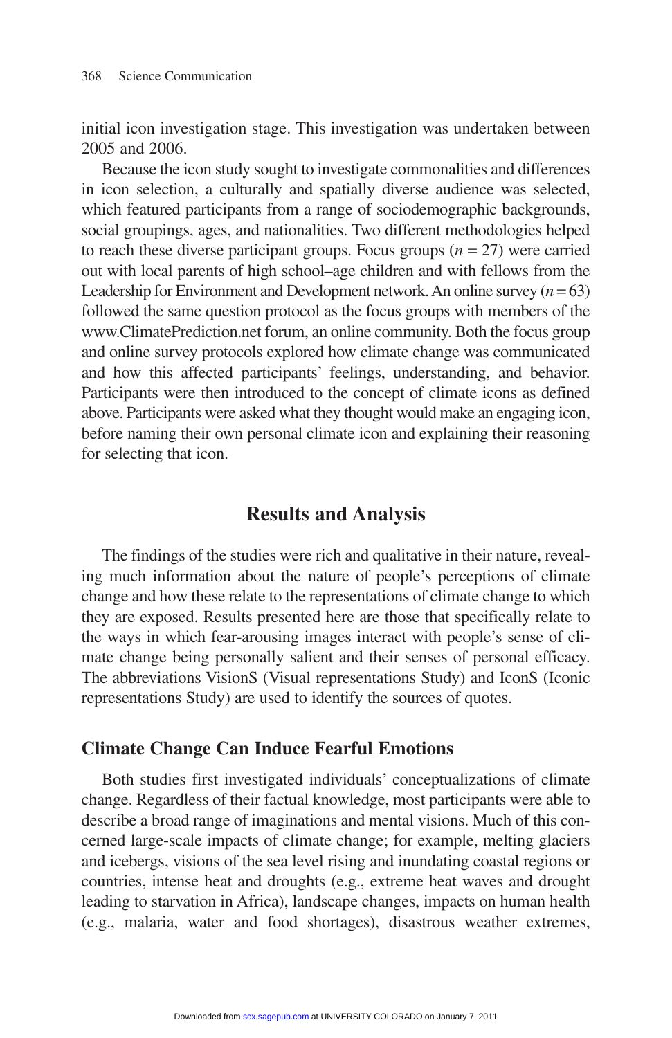initial icon investigation stage. This investigation was undertaken between 2005 and 2006.

Because the icon study sought to investigate commonalities and differences in icon selection, a culturally and spatially diverse audience was selected, which featured participants from a range of sociodemographic backgrounds, social groupings, ages, and nationalities. Two different methodologies helped to reach these diverse participant groups. Focus groups ($n = 27$) were carried out with local parents of high school–age children and with fellows from the Leadership for Environment and Development network. An online survey ($n = 63$) followed the same question protocol as the focus groups with members of the www.ClimatePrediction.net forum, an online community. Both the focus group and online survey protocols explored how climate change was communicated and how this affected participants' feelings, understanding, and behavior. Participants were then introduced to the concept of climate icons as defined above. Participants were asked what they thought would make an engaging icon, before naming their own personal climate icon and explaining their reasoning for selecting that icon.

## Results and Analysis

The findings of the studies were rich and qualitative in their nature, revealing much information about the nature of people's perceptions of climate change and how these relate to the representations of climate change to which they are exposed. Results presented here are those that specifically relate to the ways in which fear-arousing images interact with people's sense of climate change being personally salient and their senses of personal efficacy. The abbreviations VisionS (Visual representations Study) and IconS (Iconic representations Study) are used to identify the sources of quotes.

### Climate Change Can Induce Fearful Emotions

Both studies first investigated individuals' conceptualizations of climate change. Regardless of their factual knowledge, most participants were able to describe a broad range of imaginations and mental visions. Much of this concerned large-scale impacts of climate change; for example, melting glaciers and icebergs, visions of the sea level rising and inundating coastal regions or countries, intense heat and droughts (e.g., extreme heat waves and drought leading to starvation in Africa), landscape changes, impacts on human health (e.g., malaria, water and food shortages), disastrous weather extremes,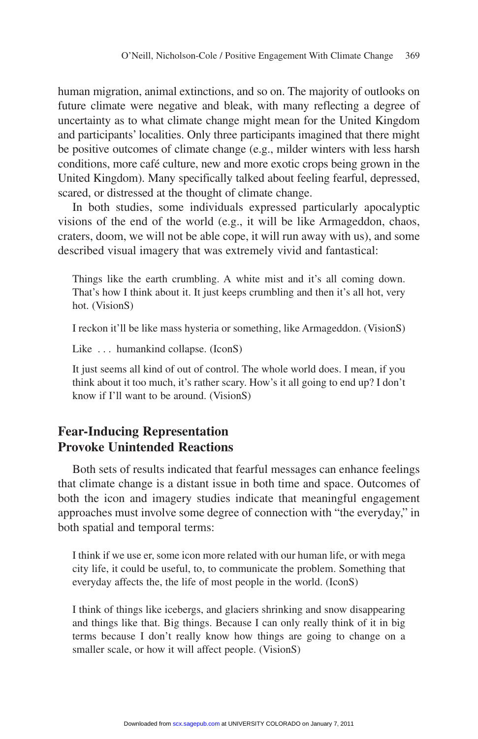human migration, animal extinctions, and so on. The majority of outlooks on future climate were negative and bleak, with many reflecting a degree of uncertainty as to what climate change might mean for the United Kingdom and participants' localities. Only three participants imagined that there might be positive outcomes of climate change (e.g., milder winters with less harsh conditions, more café culture, new and more exotic crops being grown in the United Kingdom). Many specifically talked about feeling fearful, depressed, scared, or distressed at the thought of climate change.

In both studies, some individuals expressed particularly apocalyptic visions of the end of the world (e.g., it will be like Armageddon, chaos, craters, doom, we will not be able cope, it will run away with us), and some described visual imagery that was extremely vivid and fantastical:

> Things like the earth crumbling. A white mist and it's all coming down. That's how I think about it. It just keeps crumbling and then it's all hot, very hot. (VisionS)

> I reckon it'll be like mass hysteria or something, like Armageddon. (VisionS)

> Like . . . humankind collapse. (IconS)

> It just seems all kind of out of control. The whole world does. I mean, if you think about it too much, it's rather scary. How's it all going to end up? I don't know if I'll want to be around. (VisionS)

## Fear-Inducing Representation Provoke Unintended Reactions

Both sets of results indicated that fearful messages can enhance feelings that climate change is a distant issue in both time and space. Outcomes of both the icon and imagery studies indicate that meaningful engagement approaches must involve some degree of connection with "the everyday," in both spatial and temporal terms:

> I think if we use er, some icon more related with our human life, or with mega city life, it could be useful, to, to communicate the problem. Something that everyday affects the, the life of most people in the world. (IconS)

> I think of things like icebergs, and glaciers shrinking and snow disappearing and things like that. Big things. Because I can only really think of it in big terms because I don't really know how things are going to change on a smaller scale, or how it will affect people. (VisionS)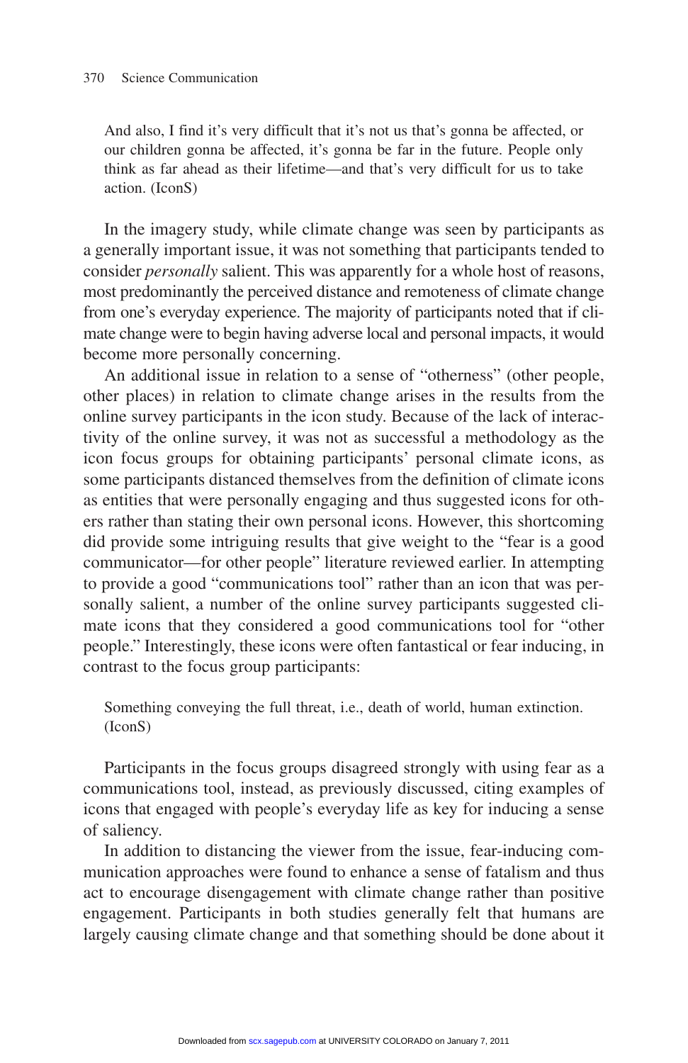> And also, I find it's very difficult that it's not us that's gonna be affected, or our children gonna be affected, it's gonna be far in the future. People only think as far ahead as their lifetime—and that's very difficult for us to take action. (IconS)

In the imagery study, while climate change was seen by participants as a generally important issue, it was not something that participants tended to consider *personally* salient. This was apparently for a whole host of reasons, most predominantly the perceived distance and remoteness of climate change from one's everyday experience. The majority of participants noted that if climate change were to begin having adverse local and personal impacts, it would become more personally concerning.

An additional issue in relation to a sense of "otherness" (other people, other places) in relation to climate change arises in the results from the online survey participants in the icon study. Because of the lack of interactivity of the online survey, it was not as successful a methodology as the icon focus groups for obtaining participants' personal climate icons, as some participants distanced themselves from the definition of climate icons as entities that were personally engaging and thus suggested icons for others rather than stating their own personal icons. However, this shortcoming did provide some intriguing results that give weight to the "fear is a good communicator—for other people" literature reviewed earlier. In attempting to provide a good "communications tool" rather than an icon that was personally salient, a number of the online survey participants suggested climate icons that they considered a good communications tool for "other people." Interestingly, these icons were often fantastical or fear inducing, in contrast to the focus group participants:

> Something conveying the full threat, i.e., death of world, human extinction. (IconS)

Participants in the focus groups disagreed strongly with using fear as a communications tool, instead, as previously discussed, citing examples of icons that engaged with people's everyday life as key for inducing a sense of saliency.

In addition to distancing the viewer from the issue, fear-inducing communication approaches were found to enhance a sense of fatalism and thus act to encourage disengagement with climate change rather than positive engagement. Participants in both studies generally felt that humans are largely causing climate change and that something should be done about it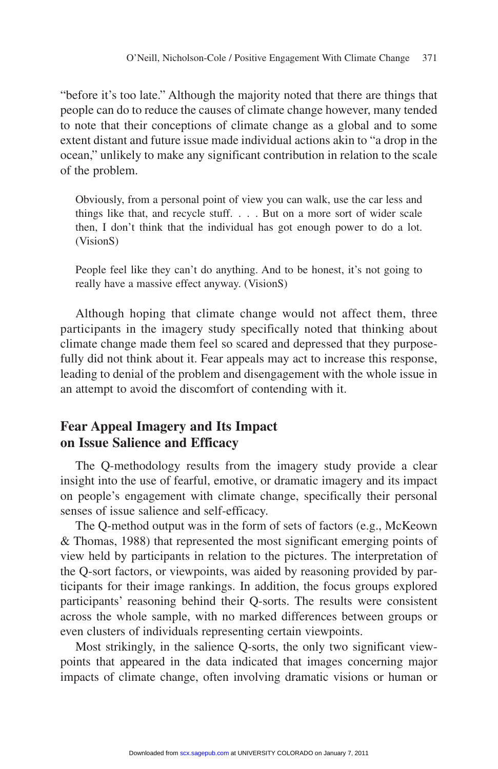"before it's too late." Although the majority noted that there are things that people can do to reduce the causes of climate change however, many tended to note that their conceptions of climate change as a global and to some extent distant and future issue made individual actions akin to "a drop in the ocean," unlikely to make any significant contribution in relation to the scale of the problem.

> Obviously, from a personal point of view you can walk, use the car less and things like that, and recycle stuff. . . . But on a more sort of wider scale then, I don't think that the individual has got enough power to do a lot. (VisionS)

> People feel like they can't do anything. And to be honest, it's not going to really have a massive effect anyway. (VisionS)

Although hoping that climate change would not affect them, three participants in the imagery study specifically noted that thinking about climate change made them feel so scared and depressed that they purposefully did not think about it. Fear appeals may act to increase this response, leading to denial of the problem and disengagement with the whole issue in an attempt to avoid the discomfort of contending with it.

## Fear Appeal Imagery and Its Impact on Issue Salience and Efficacy

The Q-methodology results from the imagery study provide a clear insight into the use of fearful, emotive, or dramatic imagery and its impact on people's engagement with climate change, specifically their personal senses of issue salience and self-efficacy.

The Q-method output was in the form of sets of factors (e.g., McKeown & Thomas, 1988) that represented the most significant emerging points of view held by participants in relation to the pictures. The interpretation of the Q-sort factors, or viewpoints, was aided by reasoning provided by participants for their image rankings. In addition, the focus groups explored participants' reasoning behind their Q-sorts. The results were consistent across the whole sample, with no marked differences between groups or even clusters of individuals representing certain viewpoints.

Most strikingly, in the salience Q-sorts, the only two significant viewpoints that appeared in the data indicated that images concerning major impacts of climate change, often involving dramatic visions or human or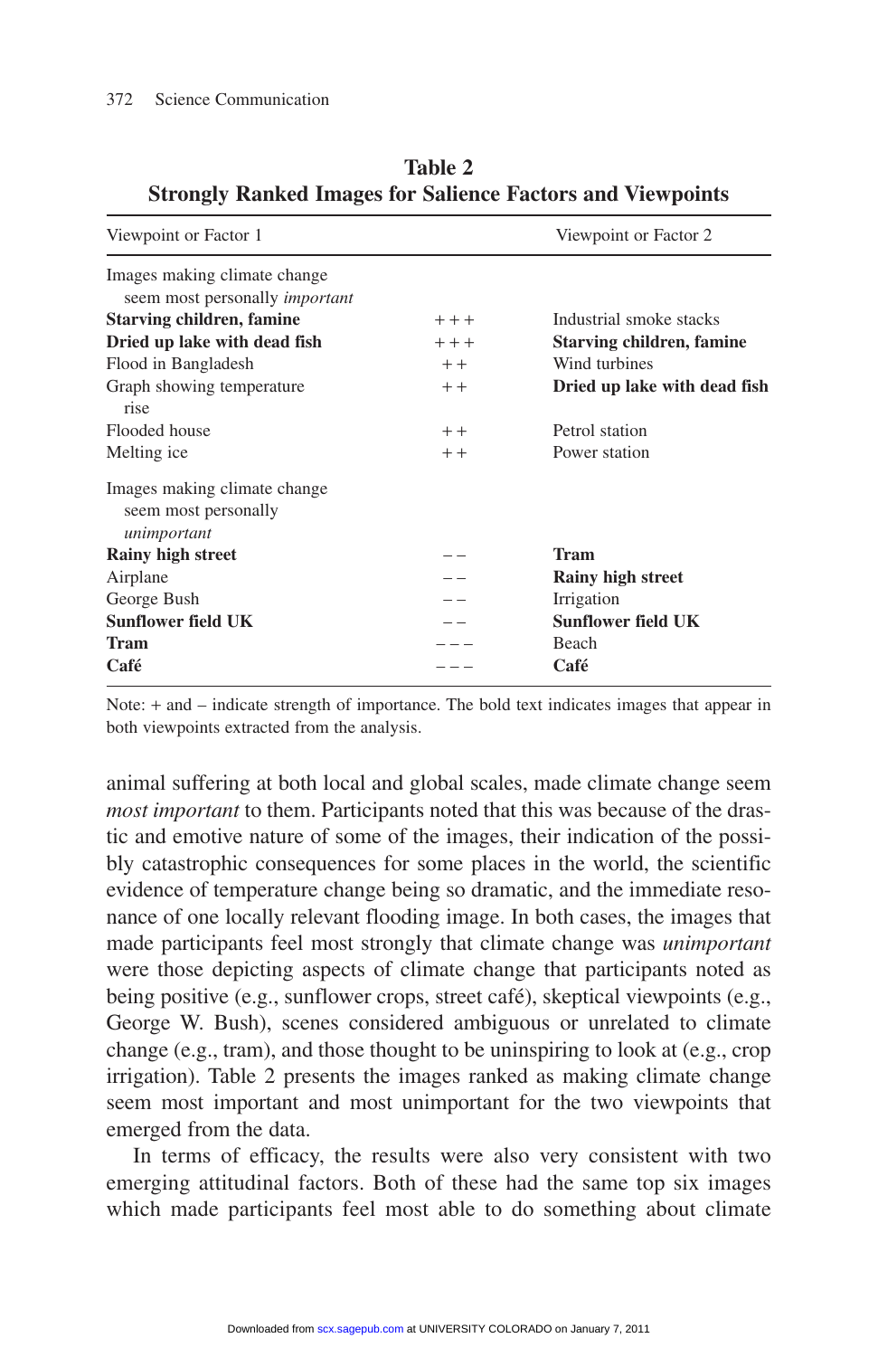**Table 2**
**Strongly Ranked Images for Salience Factors and Viewpoints**

| Viewpoint or Factor 1 | | Viewpoint or Factor 2 |
|---|---|---|
| Images making climate change seem most personally *important* | | |
| **Starving children, famine** | + + + | Industrial smoke stacks |
| **Dried up lake with dead fish** | + + + | **Starving children, famine** |
| Flood in Bangladesh | + + | Wind turbines |
| Graph showing temperature rise | + + | **Dried up lake with dead fish** |
| Flooded house | + + | Petrol station |
| Melting ice | + + | Power station |
| Images making climate change seem most personally *unimportant* | | |
| **Rainy high street** | – – | **Tram** |
| Airplane | – – | **Rainy high street** |
| George Bush | – – | Irrigation |
| **Sunflower field UK** | – – | **Sunflower field UK** |
| **Tram** | – – – | Beach |
| **Café** | – – – | **Café** |

Note: + and – indicate strength of importance. The bold text indicates images that appear in both viewpoints extracted from the analysis.

animal suffering at both local and global scales, made climate change seem *most important* to them. Participants noted that this was because of the drastic and emotive nature of some of the images, their indication of the possibly catastrophic consequences for some places in the world, the scientific evidence of temperature change being so dramatic, and the immediate resonance of one locally relevant flooding image. In both cases, the images that made participants feel most strongly that climate change was *unimportant* were those depicting aspects of climate change that participants noted as being positive (e.g., sunflower crops, street café), skeptical viewpoints (e.g., George W. Bush), scenes considered ambiguous or unrelated to climate change (e.g., tram), and those thought to be uninspiring to look at (e.g., crop irrigation). Table 2 presents the images ranked as making climate change seem most important and most unimportant for the two viewpoints that emerged from the data.

In terms of efficacy, the results were also very consistent with two emerging attitudinal factors. Both of these had the same top six images which made participants feel most able to do something about climate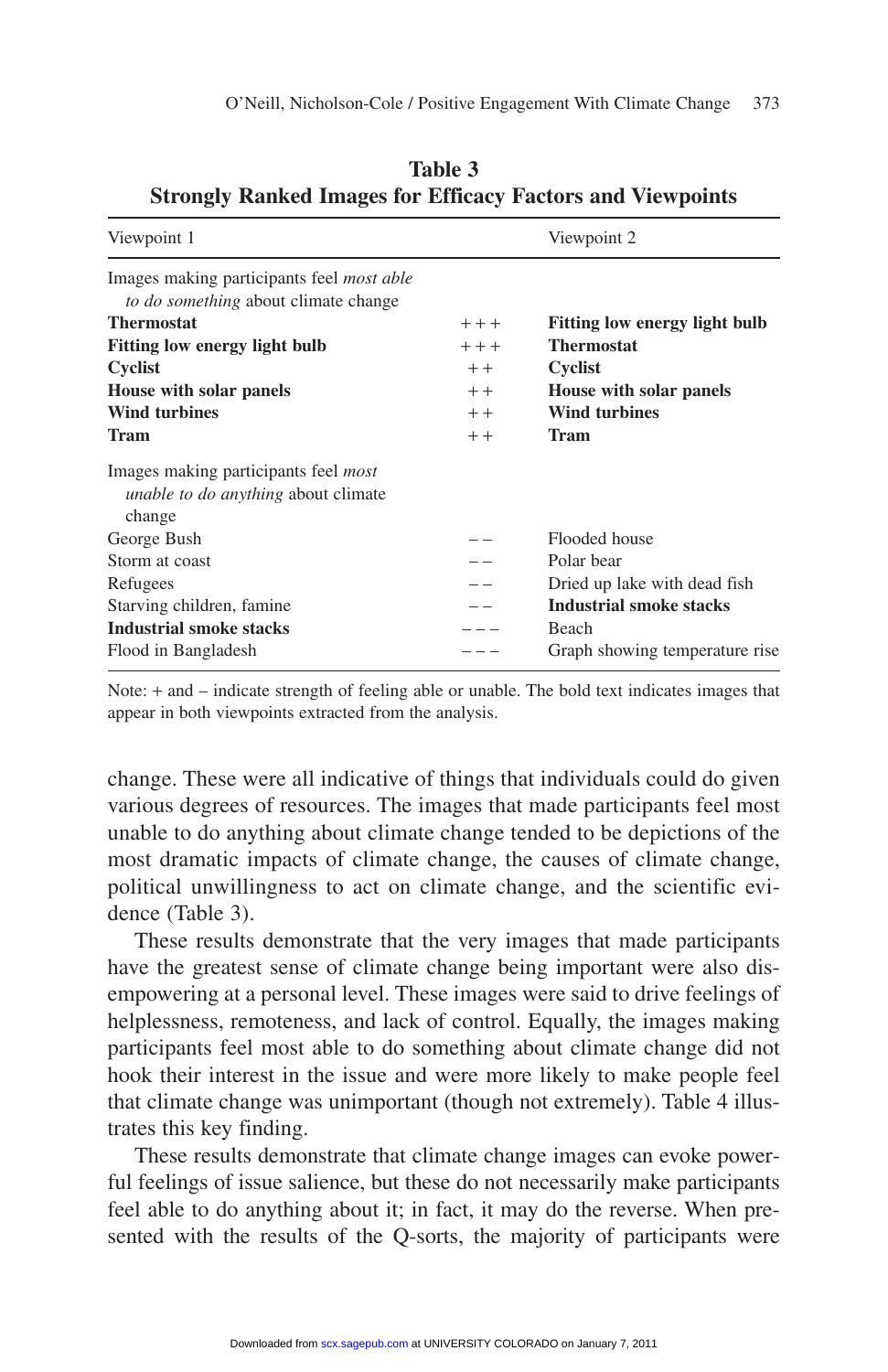**Table 3**
**Strongly Ranked Images for Efficacy Factors and Viewpoints**

| Viewpoint 1 | | Viewpoint 2 |
|---|---|---|
| Images making participants feel *most able to do something* about climate change | | |
| **Thermostat** | + + + | **Fitting low energy light bulb** |
| **Fitting low energy light bulb** | + + + | **Thermostat** |
| **Cyclist** | + + | **Cyclist** |
| **House with solar panels** | + + | **House with solar panels** |
| **Wind turbines** | + + | **Wind turbines** |
| **Tram** | + + | **Tram** |
| Images making participants feel *most unable to do anything* about climate change | | |
| George Bush | – – | Flooded house |
| Storm at coast | – – | Polar bear |
| Refugees | – – | Dried up lake with dead fish |
| Starving children, famine | – – | **Industrial smoke stacks** |
| **Industrial smoke stacks** | – – – | Beach |
| Flood in Bangladesh | – – – | Graph showing temperature rise |

Note: + and – indicate strength of feeling able or unable. The bold text indicates images that appear in both viewpoints extracted from the analysis.

change. These were all indicative of things that individuals could do given various degrees of resources. The images that made participants feel most unable to do anything about climate change tended to be depictions of the most dramatic impacts of climate change, the causes of climate change, political unwillingness to act on climate change, and the scientific evidence (Table 3).

These results demonstrate that the very images that made participants have the greatest sense of climate change being important were also disempowering at a personal level. These images were said to drive feelings of helplessness, remoteness, and lack of control. Equally, the images making participants feel most able to do something about climate change did not hook their interest in the issue and were more likely to make people feel that climate change was unimportant (though not extremely). Table 4 illustrates this key finding.

These results demonstrate that climate change images can evoke powerful feelings of issue salience, but these do not necessarily make participants feel able to do anything about it; in fact, it may do the reverse. When presented with the results of the Q-sorts, the majority of participants were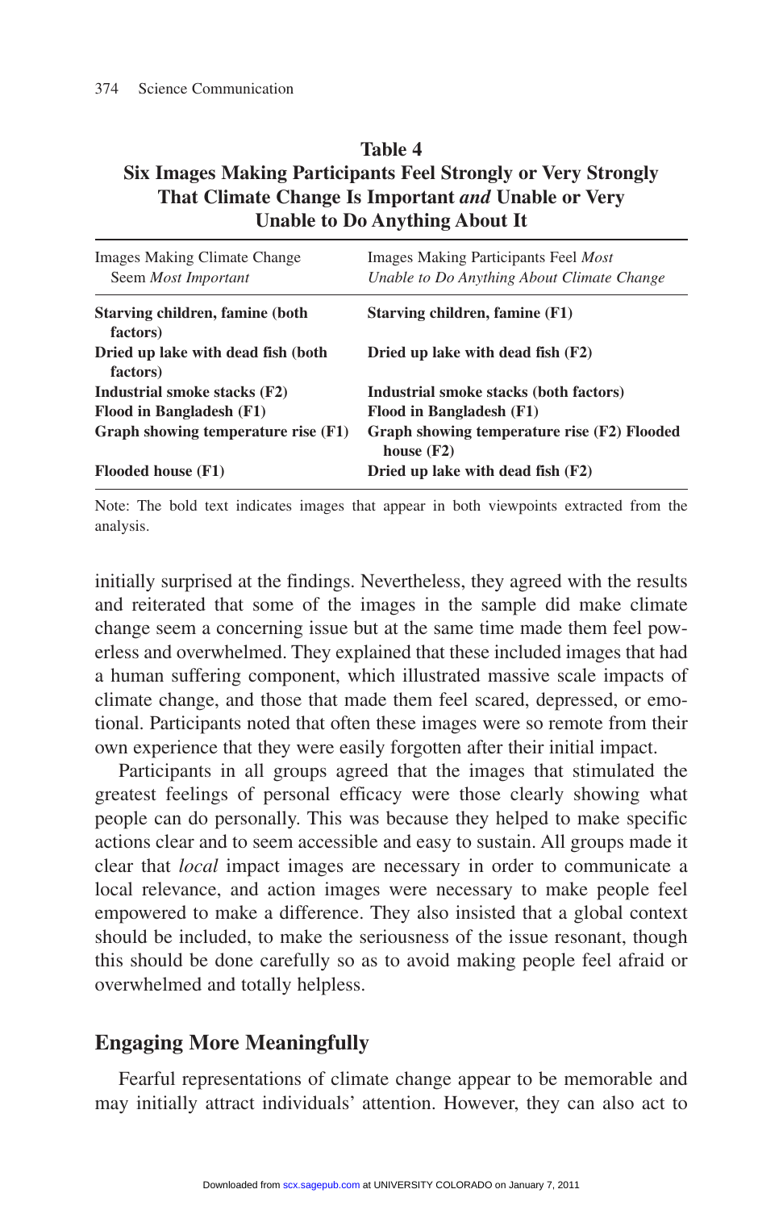**Table 4**
**Six Images Making Participants Feel Strongly or Very Strongly That Climate Change Is Important *and* Unable or Very Unable to Do Anything About It**

| Images Making Climate Change Seem *Most Important* | Images Making Participants Feel *Most Unable to Do Anything About Climate Change* |
|---|---|
| **Starving children, famine (both factors)** | **Starving children, famine (F1)** |
| **Dried up lake with dead fish (both factors)** | **Dried up lake with dead fish (F2)** |
| **Industrial smoke stacks (F2)** | **Industrial smoke stacks (both factors)** |
| **Flood in Bangladesh (F1)** | **Flood in Bangladesh (F1)** |
| **Graph showing temperature rise (F1)** | **Graph showing temperature rise (F2) Flooded house (F2)** |
| **Flooded house (F1)** | **Dried up lake with dead fish (F2)** |

Note: The bold text indicates images that appear in both viewpoints extracted from the analysis.

initially surprised at the findings. Nevertheless, they agreed with the results and reiterated that some of the images in the sample did make climate change seem a concerning issue but at the same time made them feel powerless and overwhelmed. They explained that these included images that had a human suffering component, which illustrated massive scale impacts of climate change, and those that made them feel scared, depressed, or emotional. Participants noted that often these images were so remote from their own experience that they were easily forgotten after their initial impact.

Participants in all groups agreed that the images that stimulated the greatest feelings of personal efficacy were those clearly showing what people can do personally. This was because they helped to make specific actions clear and to seem accessible and easy to sustain. All groups made it clear that *local* impact images are necessary in order to communicate a local relevance, and action images were necessary to make people feel empowered to make a difference. They also insisted that a global context should be included, to make the seriousness of the issue resonant, though this should be done carefully so as to avoid making people feel afraid or overwhelmed and totally helpless.

## Engaging More Meaningfully

Fearful representations of climate change appear to be memorable and may initially attract individuals' attention. However, they can also act to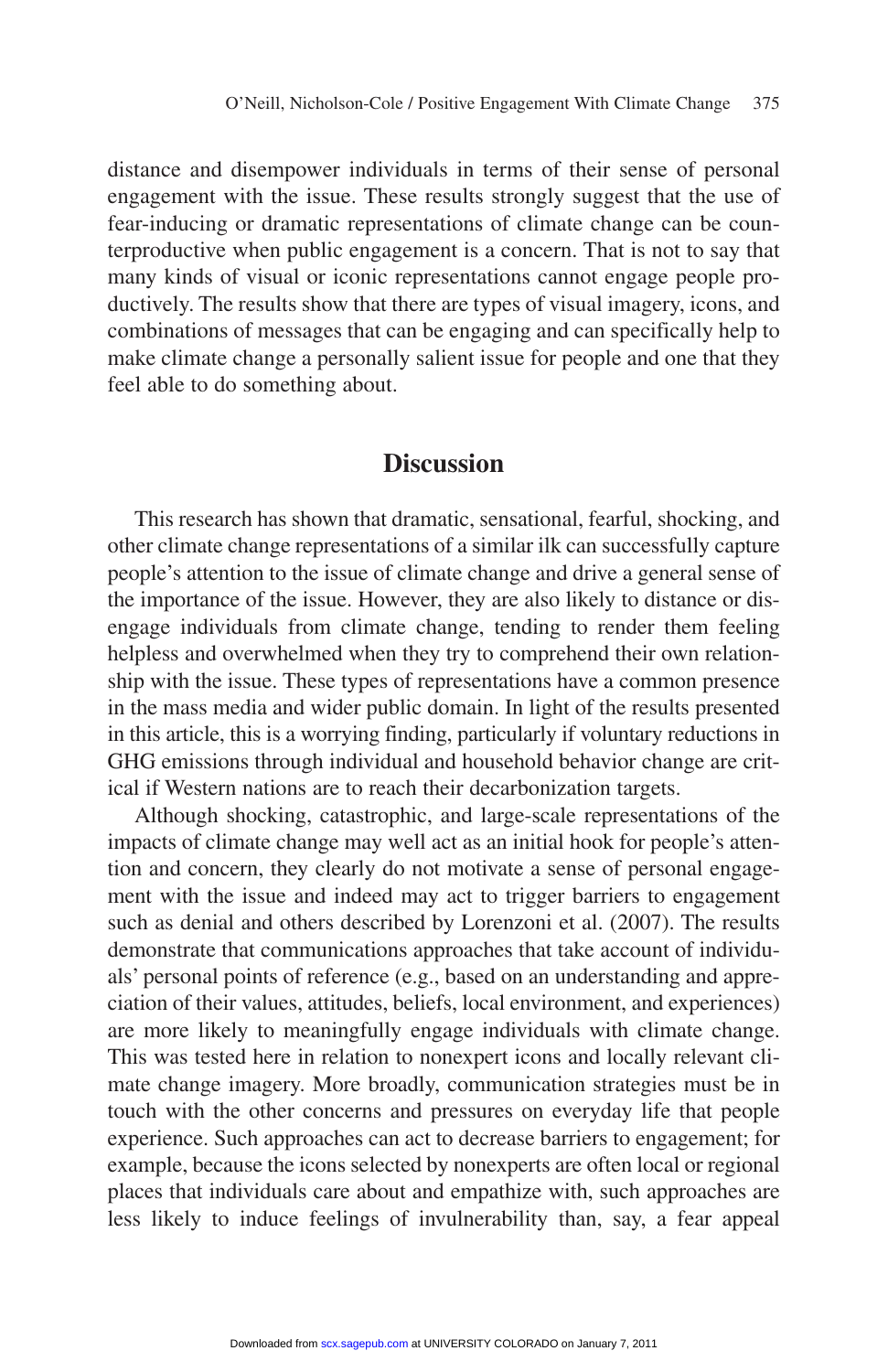distance and disempower individuals in terms of their sense of personal engagement with the issue. These results strongly suggest that the use of fear-inducing or dramatic representations of climate change can be counterproductive when public engagement is a concern. That is not to say that many kinds of visual or iconic representations cannot engage people productively. The results show that there are types of visual imagery, icons, and combinations of messages that can be engaging and can specifically help to make climate change a personally salient issue for people and one that they feel able to do something about.

## Discussion

This research has shown that dramatic, sensational, fearful, shocking, and other climate change representations of a similar ilk can successfully capture people's attention to the issue of climate change and drive a general sense of the importance of the issue. However, they are also likely to distance or disengage individuals from climate change, tending to render them feeling helpless and overwhelmed when they try to comprehend their own relationship with the issue. These types of representations have a common presence in the mass media and wider public domain. In light of the results presented in this article, this is a worrying finding, particularly if voluntary reductions in GHG emissions through individual and household behavior change are critical if Western nations are to reach their decarbonization targets.

Although shocking, catastrophic, and large-scale representations of the impacts of climate change may well act as an initial hook for people's attention and concern, they clearly do not motivate a sense of personal engagement with the issue and indeed may act to trigger barriers to engagement such as denial and others described by Lorenzoni et al. (2007). The results demonstrate that communications approaches that take account of individuals' personal points of reference (e.g., based on an understanding and appreciation of their values, attitudes, beliefs, local environment, and experiences) are more likely to meaningfully engage individuals with climate change. This was tested here in relation to nonexpert icons and locally relevant climate change imagery. More broadly, communication strategies must be in touch with the other concerns and pressures on everyday life that people experience. Such approaches can act to decrease barriers to engagement; for example, because the icons selected by nonexperts are often local or regional places that individuals care about and empathize with, such approaches are less likely to induce feelings of invulnerability than, say, a fear appeal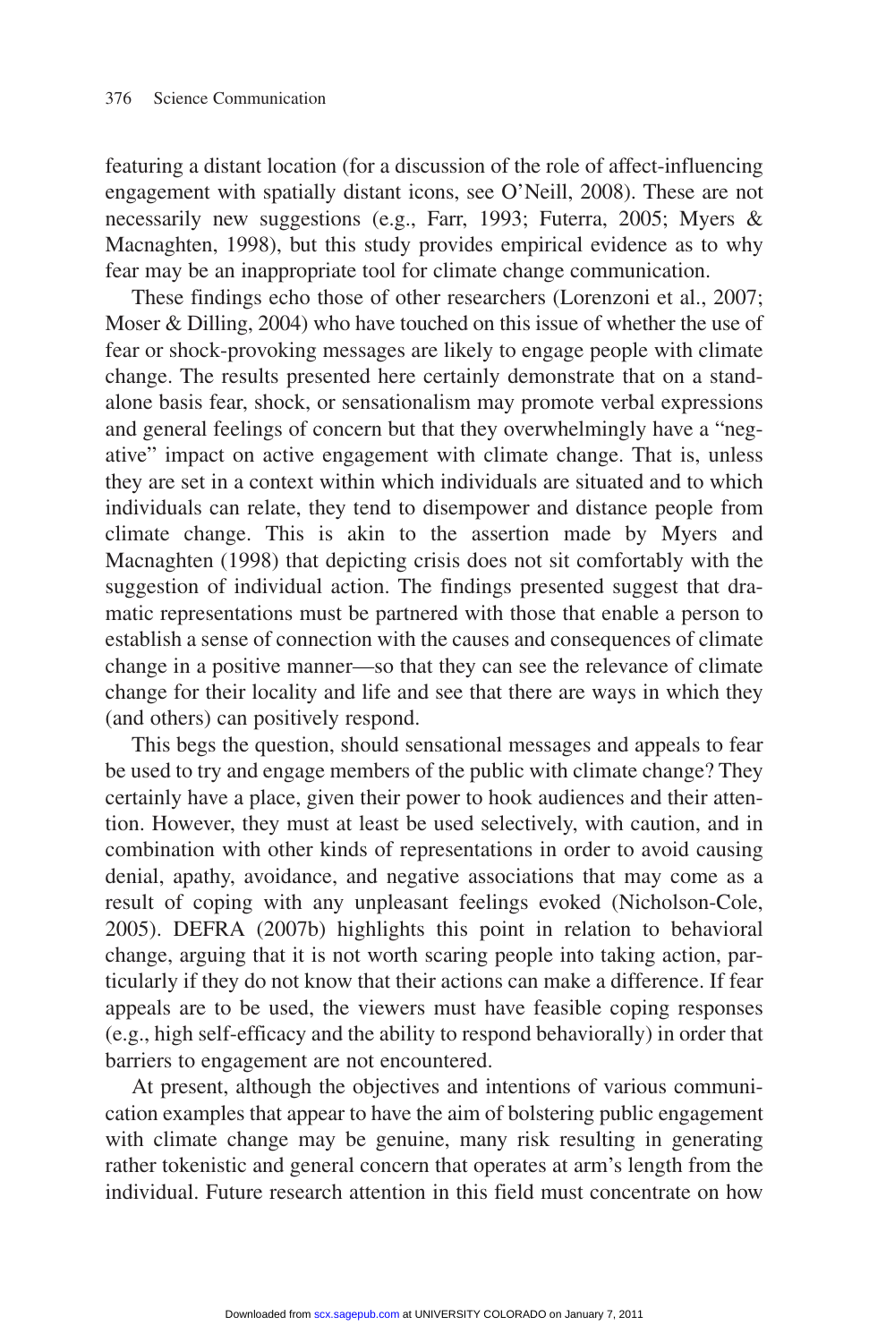featuring a distant location (for a discussion of the role of affect-influencing engagement with spatially distant icons, see O'Neill, 2008). These are not necessarily new suggestions (e.g., Farr, 1993; Futerra, 2005; Myers & Macnaghten, 1998), but this study provides empirical evidence as to why fear may be an inappropriate tool for climate change communication.

These findings echo those of other researchers (Lorenzoni et al., 2007; Moser & Dilling, 2004) who have touched on this issue of whether the use of fear or shock-provoking messages are likely to engage people with climate change. The results presented here certainly demonstrate that on a stand-alone basis fear, shock, or sensationalism may promote verbal expressions and general feelings of concern but that they overwhelmingly have a "negative" impact on active engagement with climate change. That is, unless they are set in a context within which individuals are situated and to which individuals can relate, they tend to disempower and distance people from climate change. This is akin to the assertion made by Myers and Macnaghten (1998) that depicting crisis does not sit comfortably with the suggestion of individual action. The findings presented suggest that dramatic representations must be partnered with those that enable a person to establish a sense of connection with the causes and consequences of climate change in a positive manner—so that they can see the relevance of climate change for their locality and life and see that there are ways in which they (and others) can positively respond.

This begs the question, should sensational messages and appeals to fear be used to try and engage members of the public with climate change? They certainly have a place, given their power to hook audiences and their attention. However, they must at least be used selectively, with caution, and in combination with other kinds of representations in order to avoid causing denial, apathy, avoidance, and negative associations that may come as a result of coping with any unpleasant feelings evoked (Nicholson-Cole, 2005). DEFRA (2007b) highlights this point in relation to behavioral change, arguing that it is not worth scaring people into taking action, particularly if they do not know that their actions can make a difference. If fear appeals are to be used, the viewers must have feasible coping responses (e.g., high self-efficacy and the ability to respond behaviorally) in order that barriers to engagement are not encountered.

At present, although the objectives and intentions of various communication examples that appear to have the aim of bolstering public engagement with climate change may be genuine, many risk resulting in generating rather tokenistic and general concern that operates at arm's length from the individual. Future research attention in this field must concentrate on how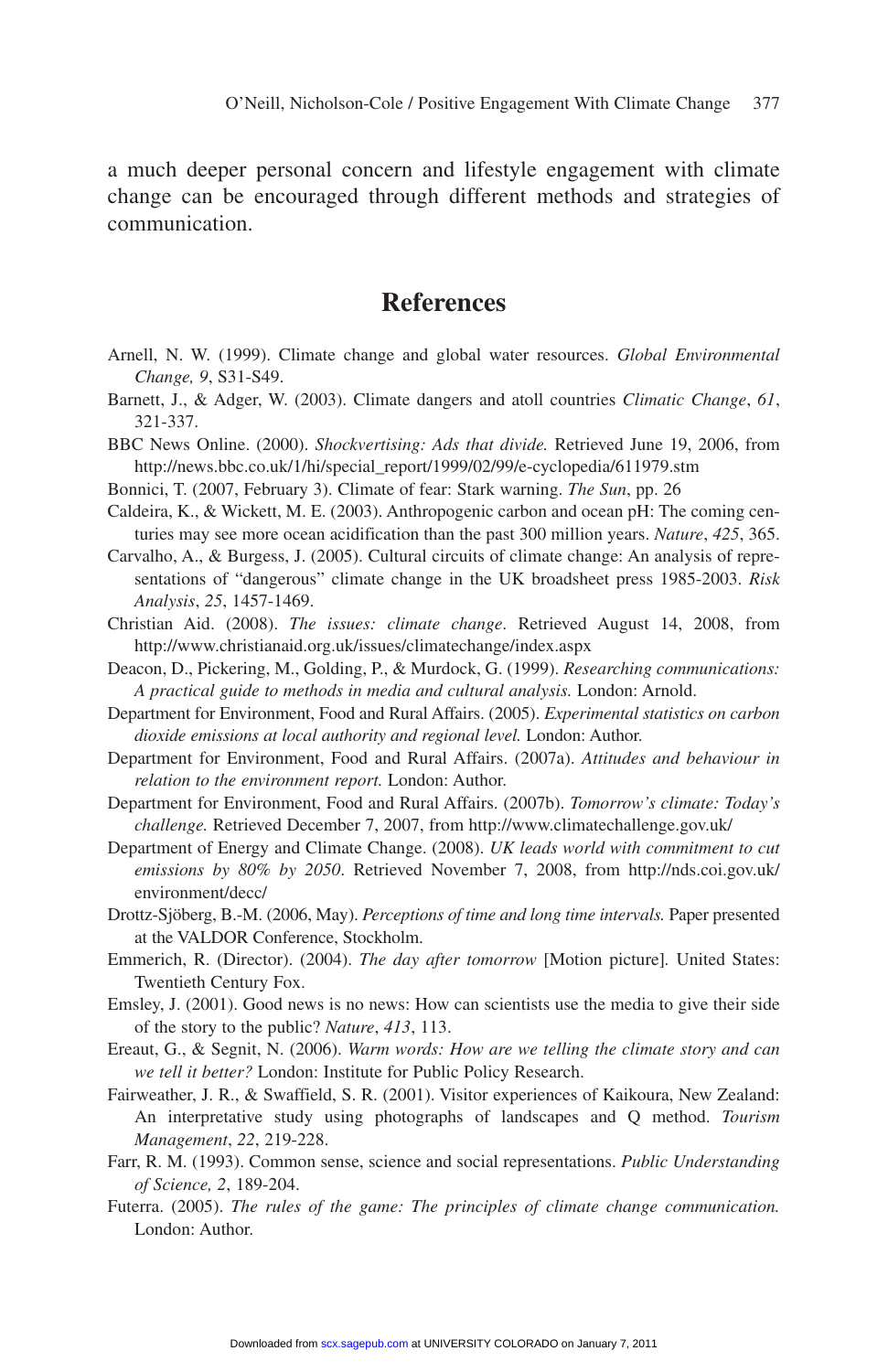a much deeper personal concern and lifestyle engagement with climate change can be encouraged through different methods and strategies of communication.

## References

Arnell, N. W. (1999). Climate change and global water resources. *Global Environmental Change, 9*, S31-S49.

Barnett, J., & Adger, W. (2003). Climate dangers and atoll countries *Climatic Change*, *61*, 321-337.

BBC News Online. (2000). *Shockvertising: Ads that divide.* Retrieved June 19, 2006, from http://news.bbc.co.uk/1/hi/special_report/1999/02/99/e-cyclopedia/611979.stm

Bonnici, T. (2007, February 3). Climate of fear: Stark warning. *The Sun*, pp. 26

Caldeira, K., & Wickett, M. E. (2003). Anthropogenic carbon and ocean pH: The coming centuries may see more ocean acidification than the past 300 million years. *Nature*, *425*, 365.

Carvalho, A., & Burgess, J. (2005). Cultural circuits of climate change: An analysis of representations of "dangerous" climate change in the UK broadsheet press 1985-2003. *Risk Analysis*, *25*, 1457-1469.

Christian Aid. (2008). *The issues: climate change*. Retrieved August 14, 2008, from http://www.christianaid.org.uk/issues/climatechange/index.aspx

Deacon, D., Pickering, M., Golding, P., & Murdock, G. (1999). *Researching communications: A practical guide to methods in media and cultural analysis.* London: Arnold.

Department for Environment, Food and Rural Affairs. (2005). *Experimental statistics on carbon dioxide emissions at local authority and regional level.* London: Author.

Department for Environment, Food and Rural Affairs. (2007a). *Attitudes and behaviour in relation to the environment report.* London: Author.

Department for Environment, Food and Rural Affairs. (2007b). *Tomorrow's climate: Today's challenge.* Retrieved December 7, 2007, from http://www.climatechallenge.gov.uk/

Department of Energy and Climate Change. (2008). *UK leads world with commitment to cut emissions by 80% by 2050*. Retrieved November 7, 2008, from http://nds.coi.gov.uk/environment/decc/

Drottz-Sjöberg, B.-M. (2006, May). *Perceptions of time and long time intervals.* Paper presented at the VALDOR Conference, Stockholm.

Emmerich, R. (Director). (2004). *The day after tomorrow* [Motion picture]. United States: Twentieth Century Fox.

Emsley, J. (2001). Good news is no news: How can scientists use the media to give their side of the story to the public? *Nature*, *413*, 113.

Ereaut, G., & Segnit, N. (2006). *Warm words: How are we telling the climate story and can we tell it better?* London: Institute for Public Policy Research.

Fairweather, J. R., & Swaffield, S. R. (2001). Visitor experiences of Kaikoura, New Zealand: An interpretative study using photographs of landscapes and Q method. *Tourism Management*, *22*, 219-228.

Farr, R. M. (1993). Common sense, science and social representations. *Public Understanding of Science, 2*, 189-204.

Futerra. (2005). *The rules of the game: The principles of climate change communication.* London: Author.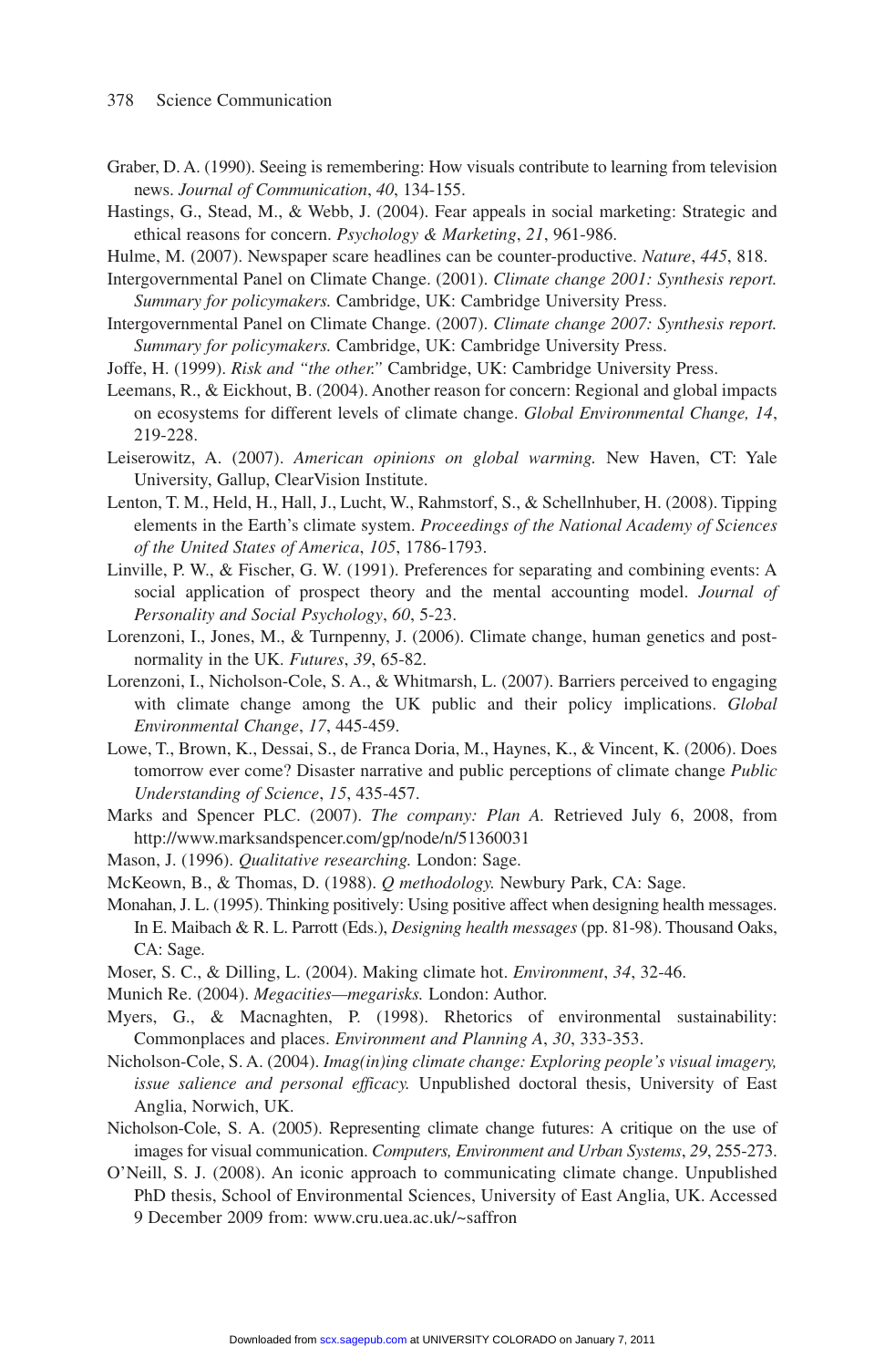Graber, D. A. (1990). Seeing is remembering: How visuals contribute to learning from television news. *Journal of Communication*, *40*, 134-155.

Hastings, G., Stead, M., & Webb, J. (2004). Fear appeals in social marketing: Strategic and ethical reasons for concern. *Psychology & Marketing*, *21*, 961-986.

Hulme, M. (2007). Newspaper scare headlines can be counter-productive. *Nature*, *445*, 818.

Intergovernmental Panel on Climate Change. (2001). *Climate change 2001: Synthesis report. Summary for policymakers.* Cambridge, UK: Cambridge University Press.

Intergovernmental Panel on Climate Change. (2007). *Climate change 2007: Synthesis report. Summary for policymakers.* Cambridge, UK: Cambridge University Press.

Joffe, H. (1999). *Risk and "the other."* Cambridge, UK: Cambridge University Press.

Leemans, R., & Eickhout, B. (2004). Another reason for concern: Regional and global impacts on ecosystems for different levels of climate change. *Global Environmental Change, 14*, 219-228.

Leiserowitz, A. (2007). *American opinions on global warming.* New Haven, CT: Yale University, Gallup, ClearVision Institute.

Lenton, T. M., Held, H., Hall, J., Lucht, W., Rahmstorf, S., & Schellnhuber, H. (2008). Tipping elements in the Earth's climate system. *Proceedings of the National Academy of Sciences of the United States of America*, *105*, 1786-1793.

Linville, P. W., & Fischer, G. W. (1991). Preferences for separating and combining events: A social application of prospect theory and the mental accounting model. *Journal of Personality and Social Psychology*, *60*, 5-23.

Lorenzoni, I., Jones, M., & Turnpenny, J. (2006). Climate change, human genetics and post-normality in the UK. *Futures*, *39*, 65-82.

Lorenzoni, I., Nicholson-Cole, S. A., & Whitmarsh, L. (2007). Barriers perceived to engaging with climate change among the UK public and their policy implications. *Global Environmental Change*, *17*, 445-459.

Lowe, T., Brown, K., Dessai, S., de Franca Doria, M., Haynes, K., & Vincent, K. (2006). Does tomorrow ever come? Disaster narrative and public perceptions of climate change *Public Understanding of Science*, *15*, 435-457.

Marks and Spencer PLC. (2007). *The company: Plan A.* Retrieved July 6, 2008, from http://www.marksandspencer.com/gp/node/n/51360031

Mason, J. (1996). *Qualitative researching.* London: Sage.

McKeown, B., & Thomas, D. (1988). *Q methodology.* Newbury Park, CA: Sage.

Monahan, J. L. (1995). Thinking positively: Using positive affect when designing health messages. In E. Maibach & R. L. Parrott (Eds.), *Designing health messages* (pp. 81-98). Thousand Oaks, CA: Sage.

Moser, S. C., & Dilling, L. (2004). Making climate hot. *Environment*, *34*, 32-46.

Munich Re. (2004). *Megacities—megarisks.* London: Author.

Myers, G., & Macnaghten, P. (1998). Rhetorics of environmental sustainability: Commonplaces and places. *Environment and Planning A*, *30*, 333-353.

Nicholson-Cole, S. A. (2004). *Imag(in)ing climate change: Exploring people's visual imagery, issue salience and personal efficacy.* Unpublished doctoral thesis, University of East Anglia, Norwich, UK.

Nicholson-Cole, S. A. (2005). Representing climate change futures: A critique on the use of images for visual communication. *Computers, Environment and Urban Systems*, *29*, 255-273.

O'Neill, S. J. (2008). An iconic approach to communicating climate change. Unpublished PhD thesis, School of Environmental Sciences, University of East Anglia, UK. Accessed 9 December 2009 from: www.cru.uea.ac.uk/~saffron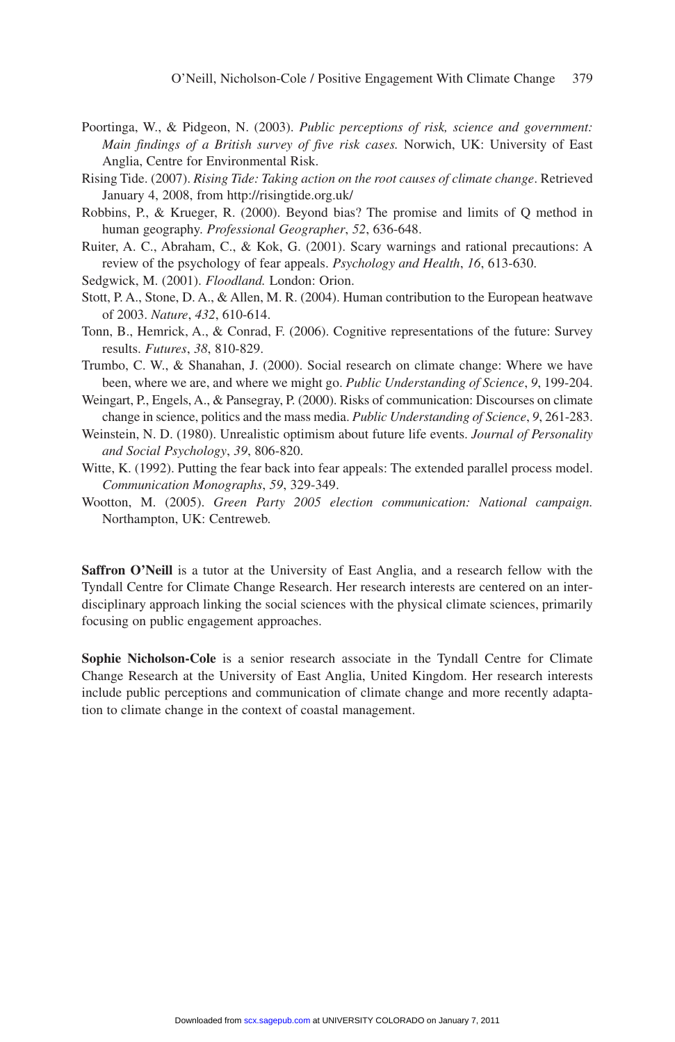Poortinga, W., & Pidgeon, N. (2003). *Public perceptions of risk, science and government: Main findings of a British survey of five risk cases.* Norwich, UK: University of East Anglia, Centre for Environmental Risk.

Rising Tide. (2007). *Rising Tide: Taking action on the root causes of climate change*. Retrieved January 4, 2008, from http://risingtide.org.uk/

Robbins, P., & Krueger, R. (2000). Beyond bias? The promise and limits of Q method in human geography. *Professional Geographer*, *52*, 636-648.

Ruiter, A. C., Abraham, C., & Kok, G. (2001). Scary warnings and rational precautions: A review of the psychology of fear appeals. *Psychology and Health*, *16*, 613-630.

Sedgwick, M. (2001). *Floodland.* London: Orion.

Stott, P. A., Stone, D. A., & Allen, M. R. (2004). Human contribution to the European heatwave of 2003. *Nature*, *432*, 610-614.

Tonn, B., Hemrick, A., & Conrad, F. (2006). Cognitive representations of the future: Survey results. *Futures*, *38*, 810-829.

Trumbo, C. W., & Shanahan, J. (2000). Social research on climate change: Where we have been, where we are, and where we might go. *Public Understanding of Science*, *9*, 199-204.

Weingart, P., Engels, A., & Pansegray, P. (2000). Risks of communication: Discourses on climate change in science, politics and the mass media. *Public Understanding of Science*, *9*, 261-283.

Weinstein, N. D. (1980). Unrealistic optimism about future life events. *Journal of Personality and Social Psychology*, *39*, 806-820.

Witte, K. (1992). Putting the fear back into fear appeals: The extended parallel process model. *Communication Monographs*, *59*, 329-349.

Wootton, M. (2005). *Green Party 2005 election communication: National campaign.* Northampton, UK: Centreweb.

**Saffron O'Neill** is a tutor at the University of East Anglia, and a research fellow with the Tyndall Centre for Climate Change Research. Her research interests are centered on an interdisciplinary approach linking the social sciences with the physical climate sciences, primarily focusing on public engagement approaches.

**Sophie Nicholson-Cole** is a senior research associate in the Tyndall Centre for Climate Change Research at the University of East Anglia, United Kingdom. Her research interests include public perceptions and communication of climate change and more recently adaptation to climate change in the context of coastal management.